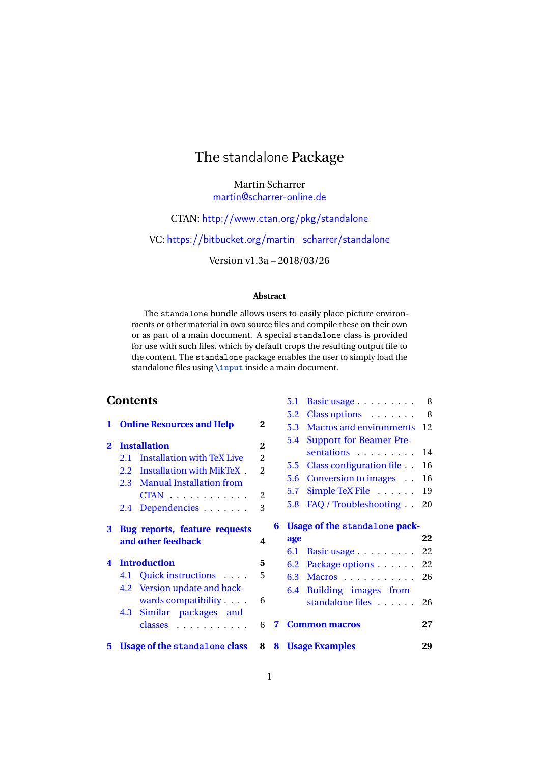# The standalone Package

Martin Scharrer

martin@scharrer-online.de

CTAN: http://www.ctan.org/pkg/standalone

VC: https://bitbucket.org/martin_scharrer/standalone

Version v1.3a – 2018/03/26

### Abstract

The `standalone` bundle allows users to easily place picture environments or other material in own source files and compile these on their own or as part of a main document. A special `standalone` class is provided for use with such files, which by default crops the resulting output file to the content. The `standalone` package enables the user to simply load the standalone files using `\input` inside a main document.

## Contents

- **1 Online Resources and Help** — 2
- **2 Installation** — 2
  - 2.1 Installation with TeX Live — 2
  - 2.2 Installation with MikTeX — 2
  - 2.3 Manual Installation from CTAN — 2
  - 2.4 Dependencies — 3
- **3 Bug reports, feature requests and other feedback** — 4
- **4 Introduction** — 5
  - 4.1 Quick instructions — 5
  - 4.2 Version update and backwards compatibility — 6
  - 4.3 Similar packages and classes — 6
- **5 Usage of the `standalone` class** — 8
  - 5.1 Basic usage — 8
  - 5.2 Class options — 8
  - 5.3 Macros and environments — 12
  - 5.4 Support for Beamer Presentations — 14
  - 5.5 Class configuration file — 16
  - 5.6 Conversion to images — 16
  - 5.7 Simple TeX File — 19
  - 5.8 FAQ / Troubleshooting — 20
- **6 Usage of the `standalone` package** — 22
  - 6.1 Basic usage — 22
  - 6.2 Package options — 22
  - 6.3 Macros — 26
  - 6.4 Building images from standalone files — 26
- **7 Common macros** — 27
- **8 Usage Examples** — 29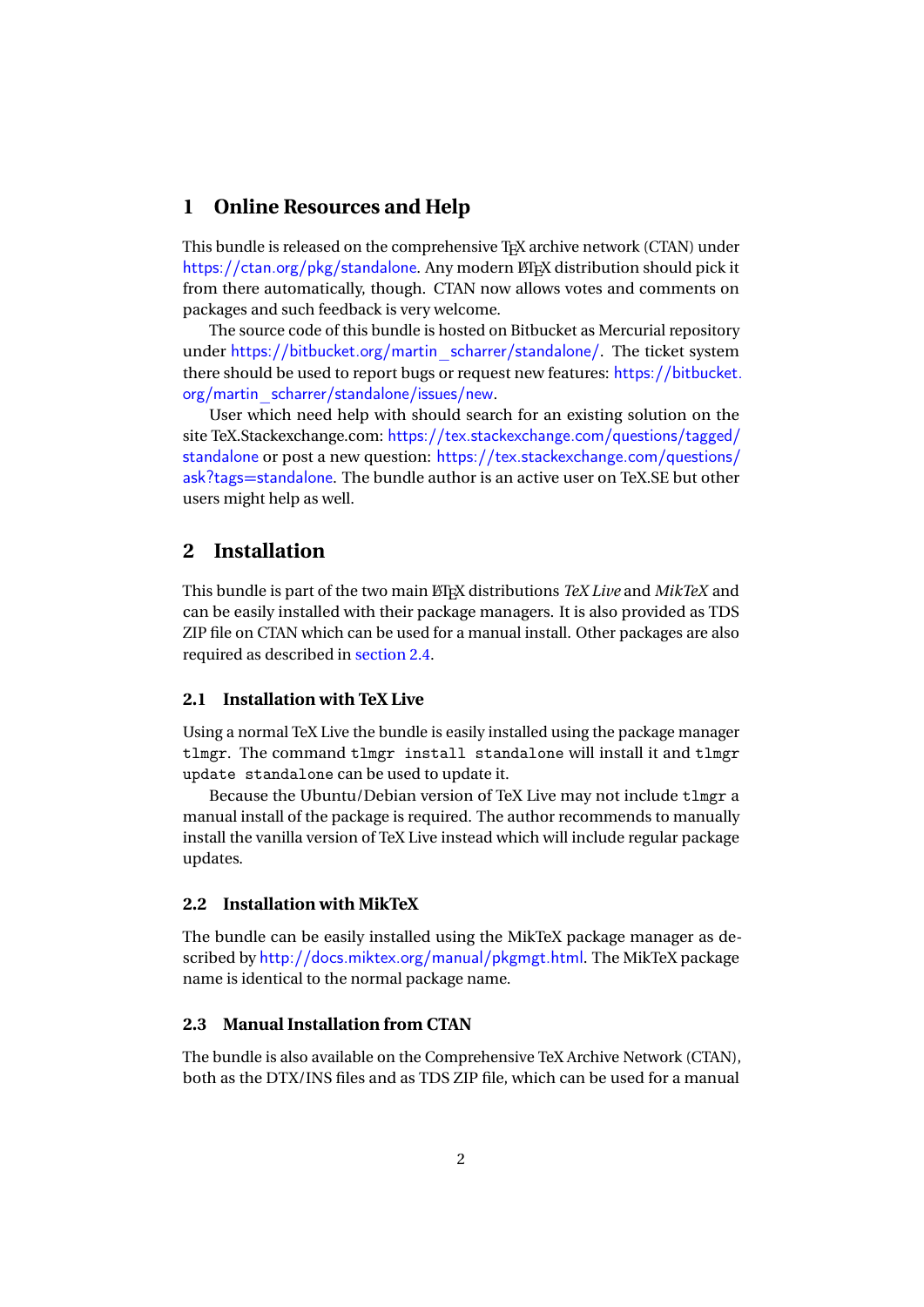# 1 Online Resources and Help

This bundle is released on the comprehensive TeX archive network (CTAN) under https://ctan.org/pkg/standalone. Any modern LaTeX distribution should pick it from there automatically, though. CTAN now allows votes and comments on packages and such feedback is very welcome.

The source code of this bundle is hosted on Bitbucket as Mercurial repository under https://bitbucket.org/martin_scharrer/standalone/. The ticket system there should be used to report bugs or request new features: https://bitbucket.org/martin_scharrer/standalone/issues/new.

User which need help with should search for an existing solution on the site TeX.Stackexchange.com: https://tex.stackexchange.com/questions/tagged/standalone or post a new question: https://tex.stackexchange.com/questions/ask?tags=standalone. The bundle author is an active user on TeX.SE but other users might help as well.

# 2 Installation

This bundle is part of the two main LaTeX distributions *TeX Live* and *MikTeX* and can be easily installed with their package managers. It is also provided as TDS ZIP file on CTAN which can be used for a manual install. Other packages are also required as described in section 2.4.

## 2.1 Installation with TeX Live

Using a normal TeX Live the bundle is easily installed using the package manager `tlmgr`. The command `tlmgr install standalone` will install it and `tlmgr update standalone` can be used to update it.

Because the Ubuntu/Debian version of TeX Live may not include `tlmgr` a manual install of the package is required. The author recommends to manually install the vanilla version of TeX Live instead which will include regular package updates.

## 2.2 Installation with MikTeX

The bundle can be easily installed using the MikTeX package manager as described by http://docs.miktex.org/manual/pkgmgt.html. The MikTeX package name is identical to the normal package name.

## 2.3 Manual Installation from CTAN

The bundle is also available on the Comprehensive TeX Archive Network (CTAN), both as the DTX/INS files and as TDS ZIP file, which can be used for a manual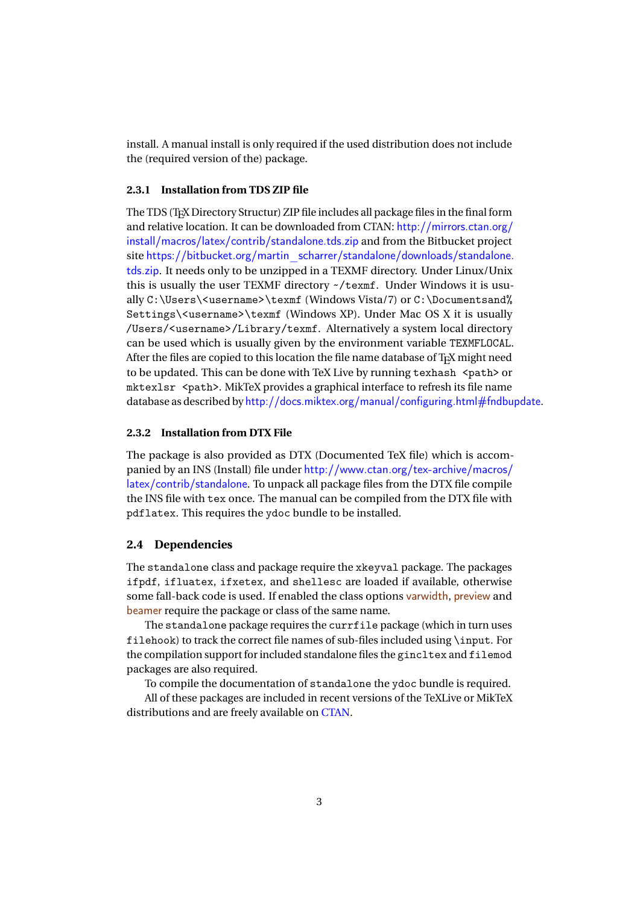install. A manual install is only required if the used distribution does not include the (required version of the) package.

### 2.3.1 Installation from TDS ZIP file

The TDS (TeX Directory Structur) ZIP file includes all package files in the final form and relative location. It can be downloaded from CTAN: http://mirrors.ctan.org/install/macros/latex/contrib/standalone.tds.zip and from the Bitbucket project site https://bitbucket.org/martin_scharrer/standalone/downloads/standalone.tds.zip. It needs only to be unzipped in a TEXMF directory. Under Linux/Unix this is usually the user TEXMF directory `~/texmf`. Under Windows it is usually `C:\Users\<username>\texmf` (Windows Vista/7) or `C:\Documentsand%Settings\<username>\texmf` (Windows XP). Under Mac OS X it is usually `/Users/<username>/Library/texmf`. Alternatively a system local directory can be used which is usually given by the environment variable `TEXMFLOCAL`. After the files are copied to this location the file name database of TeX might need to be updated. This can be done with TeX Live by running `texhash <path>` or `mktexlsr <path>`. MikTeX provides a graphical interface to refresh its file name database as described by http://docs.miktex.org/manual/configuring.html#fndbupdate.

### 2.3.2 Installation from DTX File

The package is also provided as DTX (Documented TeX file) which is accompanied by an INS (Install) file under http://www.ctan.org/tex-archive/macros/latex/contrib/standalone. To unpack all package files from the DTX file compile the INS file with `tex` once. The manual can be compiled from the DTX file with `pdflatex`. This requires the `ydoc` bundle to be installed.

## 2.4 Dependencies

The `standalone` class and package require the `xkeyval` package. The packages `ifpdf`, `ifluatex`, `ifxetex`, and `shellesc` are loaded if available, otherwise some fall-back code is used. If enabled the class options varwidth, preview and beamer require the package or class of the same name.

The `standalone` package requires the `currfile` package (which in turn uses `filehook`) to track the correct file names of sub-files included using `\input`. For the compilation support for included standalone files the `gincltex` and `filemod` packages are also required.

To compile the documentation of `standalone` the `ydoc` bundle is required.

All of these packages are included in recent versions of the TeXLive or MikTeX distributions and are freely available on CTAN.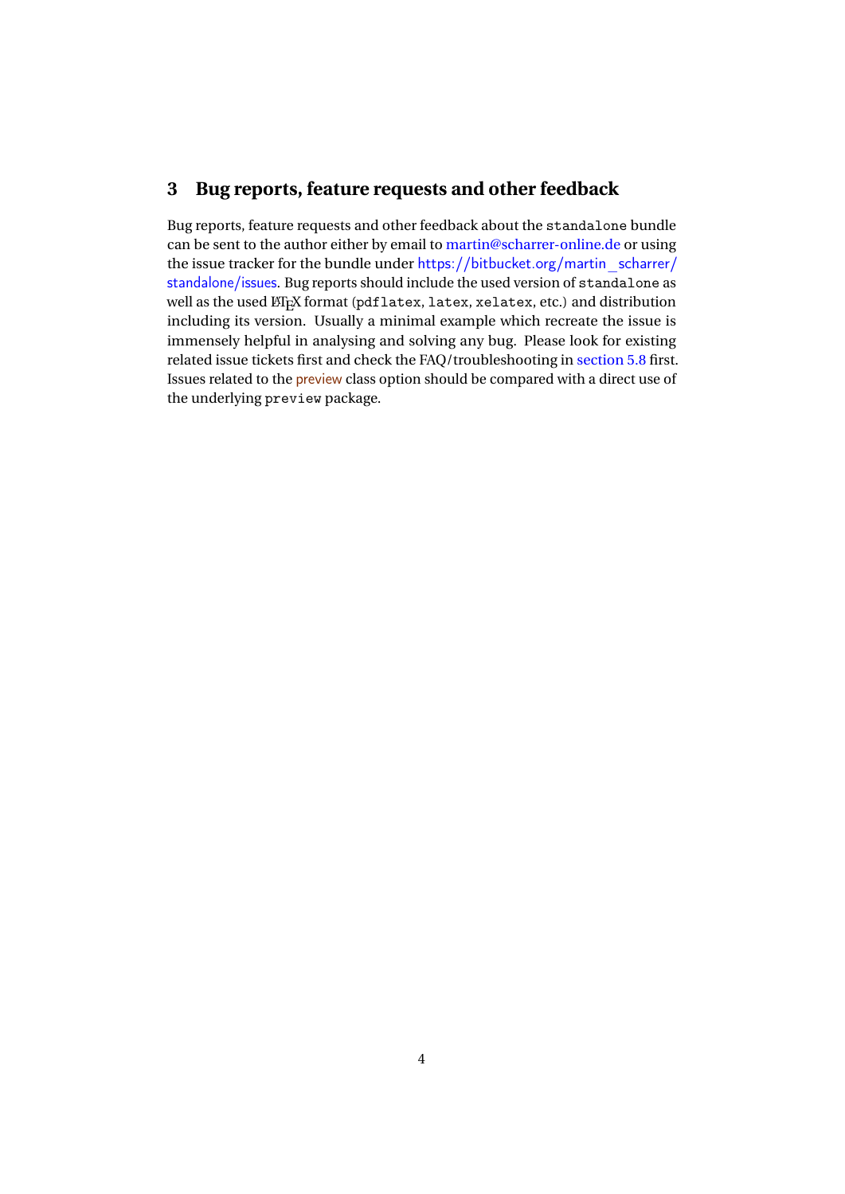## 3 Bug reports, feature requests and other feedback

Bug reports, feature requests and other feedback about the `standalone` bundle can be sent to the author either by email to martin@scharrer-online.de or using the issue tracker for the bundle under https://bitbucket.org/martin_scharrer/standalone/issues. Bug reports should include the used version of `standalone` as well as the used LaTeX format (`pdflatex`, `latex`, `xelatex`, etc.) and distribution including its version. Usually a minimal example which recreate the issue is immensely helpful in analysing and solving any bug. Please look for existing related issue tickets first and check the FAQ/troubleshooting in section 5.8 first. Issues related to the preview class option should be compared with a direct use of the underlying `preview` package.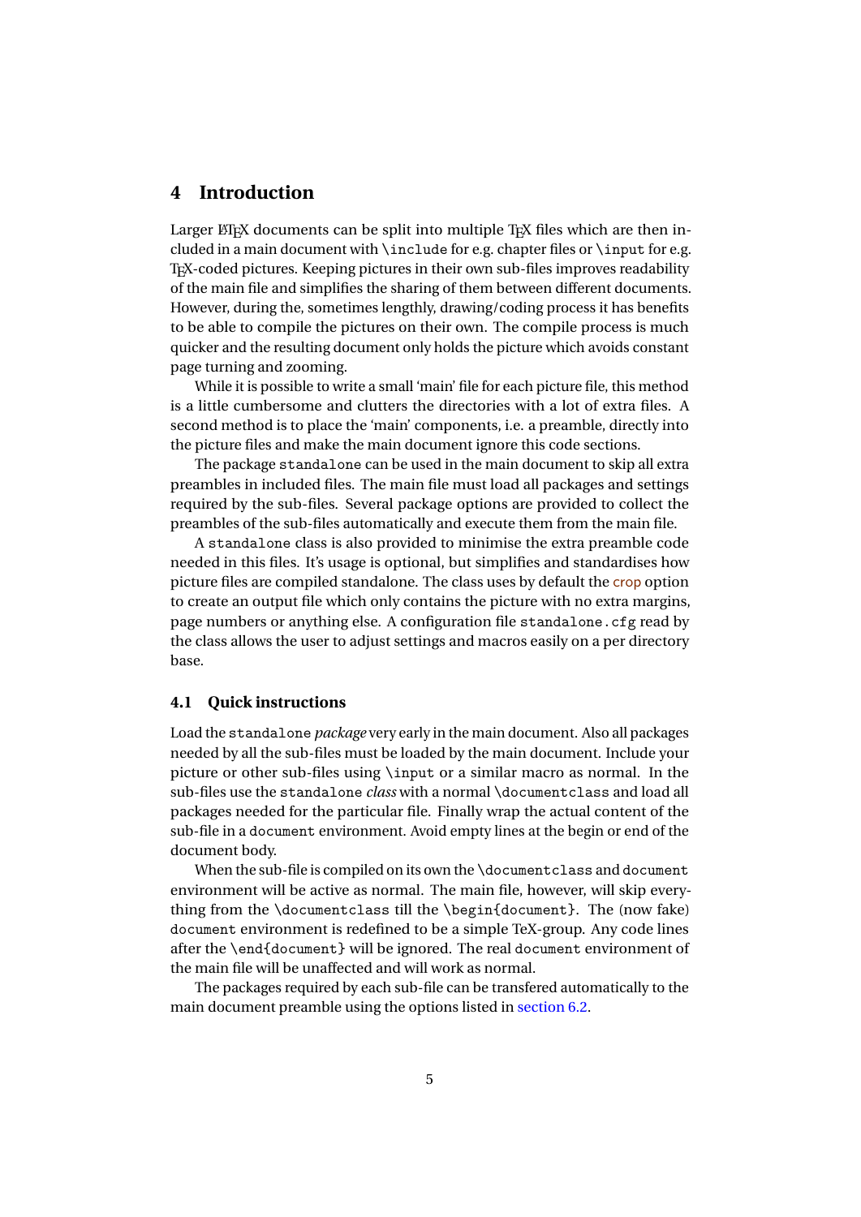# 4 Introduction

Larger LaTeX documents can be split into multiple TeX files which are then included in a main document with `\include` for e.g. chapter files or `\input` for e.g. TeX-coded pictures. Keeping pictures in their own sub-files improves readability of the main file and simplifies the sharing of them between different documents. However, during the, sometimes lengthly, drawing/coding process it has benefits to be able to compile the pictures on their own. The compile process is much quicker and the resulting document only holds the picture which avoids constant page turning and zooming.

While it is possible to write a small 'main' file for each picture file, this method is a little cumbersome and clutters the directories with a lot of extra files. A second method is to place the 'main' components, i.e. a preamble, directly into the picture files and make the main document ignore this code sections.

The package `standalone` can be used in the main document to skip all extra preambles in included files. The main file must load all packages and settings required by the sub-files. Several package options are provided to collect the preambles of the sub-files automatically and execute them from the main file.

A `standalone` class is also provided to minimise the extra preamble code needed in this files. It's usage is optional, but simplifies and standardises how picture files are compiled standalone. The class uses by default the crop option to create an output file which only contains the picture with no extra margins, page numbers or anything else. A configuration file `standalone.cfg` read by the class allows the user to adjust settings and macros easily on a per directory base.

## 4.1 Quick instructions

Load the `standalone` *package* very early in the main document. Also all packages needed by all the sub-files must be loaded by the main document. Include your picture or other sub-files using `\input` or a similar macro as normal. In the sub-files use the `standalone` *class* with a normal `\documentclass` and load all packages needed for the particular file. Finally wrap the actual content of the sub-file in a `document` environment. Avoid empty lines at the begin or end of the document body.

When the sub-file is compiled on its own the `\documentclass` and `document` environment will be active as normal. The main file, however, will skip everything from the `\documentclass` till the `\begin{document}`. The (now fake) `document` environment is redefined to be a simple TeX-group. Any code lines after the `\end{document}` will be ignored. The real `document` environment of the main file will be unaffected and will work as normal.

The packages required by each sub-file can be transfered automatically to the main document preamble using the options listed in section 6.2.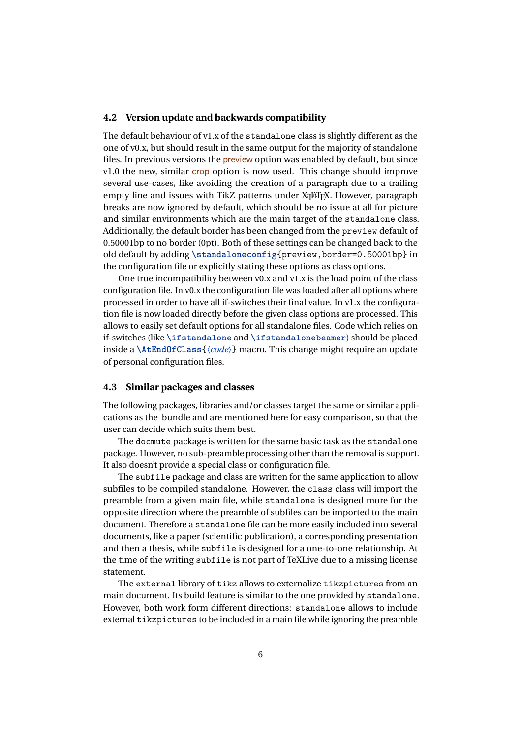### 4.2 Version update and backwards compatibility

The default behaviour of v1.x of the `standalone` class is slightly different as the one of v0.x, but should result in the same output for the majority of standalone files. In previous versions the preview option was enabled by default, but since v1.0 the new, similar crop option is now used. This change should improve several use-cases, like avoiding the creation of a paragraph due to a trailing empty line and issues with TikZ patterns under XƎLaTeX. However, paragraph breaks are now ignored by default, which should be no issue at all for picture and similar environments which are the main target of the `standalone` class. Additionally, the default border has been changed from the `preview` default of 0.50001bp to no border (0pt). Both of these settings can be changed back to the old default by adding `\standaloneconfig{preview,border=0.50001bp}` in the configuration file or explicitly stating these options as class options.

One true incompatibility between v0.x and v1.x is the load point of the class configuration file. In v0.x the configuration file was loaded after all options where processed in order to have all if-switches their final value. In v1.x the configuration file is now loaded directly before the given class options are processed. This allows to easily set default options for all standalone files. Code which relies on if-switches (like `\ifstandalone` and `\ifstandalonebeamer`) should be placed inside a `\AtEndOfClass{`⟨*code*⟩`}` macro. This change might require an update of personal configuration files.

### 4.3 Similar packages and classes

The following packages, libraries and/or classes target the same or similar applications as the bundle and are mentioned here for easy comparison, so that the user can decide which suits them best.

The `docmute` package is written for the same basic task as the `standalone` package. However, no sub-preamble processing other than the removal is support. It also doesn't provide a special class or configuration file.

The `subfile` package and class are written for the same application to allow subfiles to be compiled standalone. However, the `class` class will import the preamble from a given main file, while `standalone` is designed more for the opposite direction where the preamble of subfiles can be imported to the main document. Therefore a `standalone` file can be more easily included into several documents, like a paper (scientific publication), a corresponding presentation and then a thesis, while `subfile` is designed for a one-to-one relationship. At the time of the writing `subfile` is not part of TeXLive due to a missing license statement.

The `external` library of `tikz` allows to externalize `tikzpictures` from an main document. Its build feature is similar to the one provided by `standalone`. However, both work form different directions: `standalone` allows to include external `tikzpictures` to be included in a main file while ignoring the preamble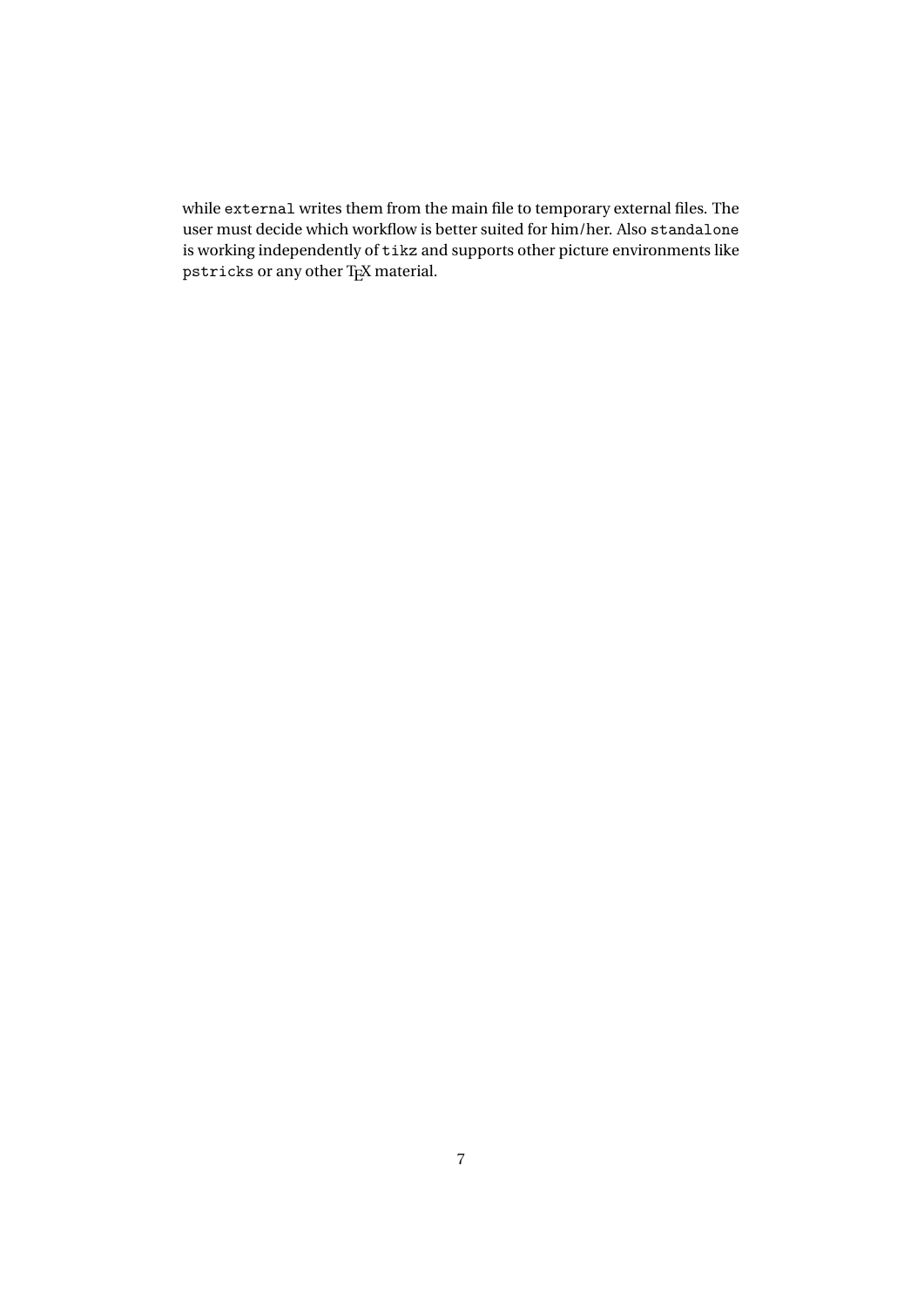while `external` writes them from the main file to temporary external files. The user must decide which workflow is better suited for him/her. Also `standalone` is working independently of `tikz` and supports other picture environments like `pstricks` or any other TEX material.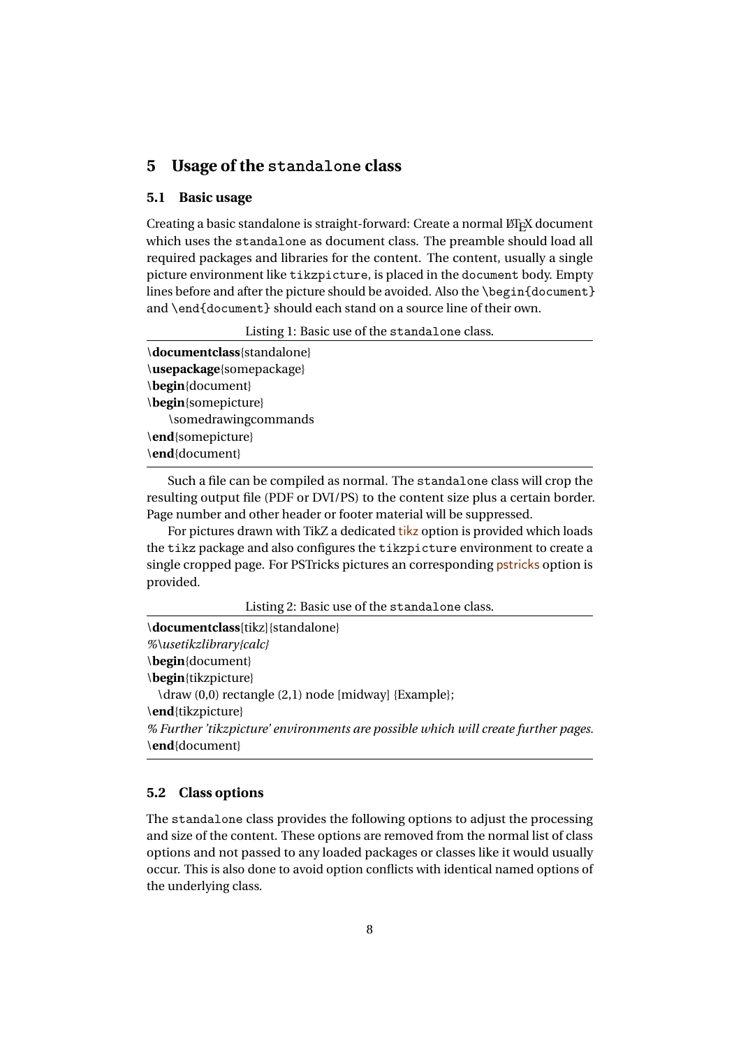# 5 Usage of the `standalone` class

## 5.1 Basic usage

Creating a basic standalone is straight-forward: Create a normal LaTeX document which uses the `standalone` as document class. The preamble should load all required packages and libraries for the content. The content, usually a single picture environment like `tikzpicture`, is placed in the `document` body. Empty lines before and after the picture should be avoided. Also the `\begin{document}` and `\end{document}` should each stand on a source line of their own.

Listing 1: Basic use of the `standalone` class.

```
\documentclass{standalone}
\usepackage{somepackage}
\begin{document}
\begin{somepicture}
    \somedrawingcommands
\end{somepicture}
\end{document}
```

Such a file can be compiled as normal. The `standalone` class will crop the resulting output file (PDF or DVI/PS) to the content size plus a certain border. Page number and other header or footer material will be suppressed.

For pictures drawn with TikZ a dedicated tikz option is provided which loads the `tikz` package and also configures the `tikzpicture` environment to create a single cropped page. For PSTricks pictures an corresponding pstricks option is provided.

Listing 2: Basic use of the `standalone` class.

```
\documentclass[tikz]{standalone}
%\usetikzlibrary{calc}
\begin{document}
\begin{tikzpicture}
  \draw (0,0) rectangle (2,1) node [midway] {Example};
\end{tikzpicture}
% Further 'tikzpicture' environments are possible which will create further pages.
\end{document}
```

## 5.2 Class options

The `standalone` class provides the following options to adjust the processing and size of the content. These options are removed from the normal list of class options and not passed to any loaded packages or classes like it would usually occur. This is also done to avoid option conflicts with identical named options of the underlying class.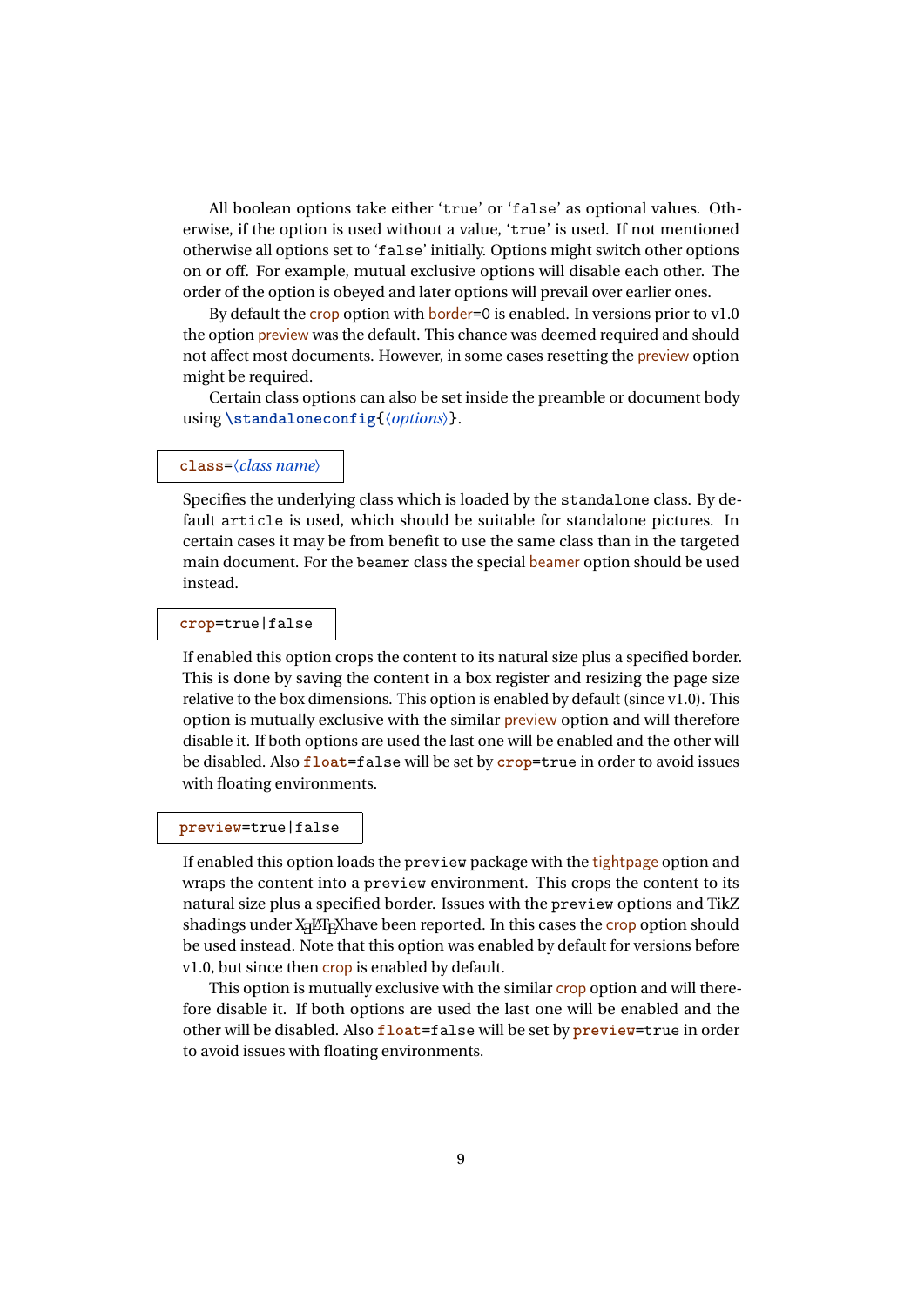All boolean options take either 'true' or 'false' as optional values. Otherwise, if the option is used without a value, 'true' is used. If not mentioned otherwise all options set to 'false' initially. Options might switch other options on or off. For example, mutual exclusive options will disable each other. The order of the option is obeyed and later options will prevail over earlier ones.

By default the crop option with border=0 is enabled. In versions prior to v1.0 the option preview was the default. This chance was deemed required and should not affect most documents. However, in some cases resetting the preview option might be required.

Certain class options can also be set inside the preamble or document body using `\standaloneconfig{⟨options⟩}`.

`class=⟨class name⟩`

Specifies the underlying class which is loaded by the `standalone` class. By default `article` is used, which should be suitable for standalone pictures. In certain cases it may be from benefit to use the same class than in the targeted main document. For the `beamer` class the special beamer option should be used instead.

`crop=true|false`

If enabled this option crops the content to its natural size plus a specified border. This is done by saving the content in a box register and resizing the page size relative to the box dimensions. This option is enabled by default (since v1.0). This option is mutually exclusive with the similar preview option and will therefore disable it. If both options are used the last one will be enabled and the other will be disabled. Also `float=false` will be set by `crop=true` in order to avoid issues with floating environments.

`preview=true|false`

If enabled this option loads the `preview` package with the tightpage option and wraps the content into a `preview` environment. This crops the content to its natural size plus a specified border. Issues with the `preview` options and TikZ shadings under XƎLaTeXhave been reported. In this cases the crop option should be used instead. Note that this option was enabled by default for versions before v1.0, but since then crop is enabled by default.

This option is mutually exclusive with the similar crop option and will therefore disable it. If both options are used the last one will be enabled and the other will be disabled. Also `float=false` will be set by `preview=true` in order to avoid issues with floating environments.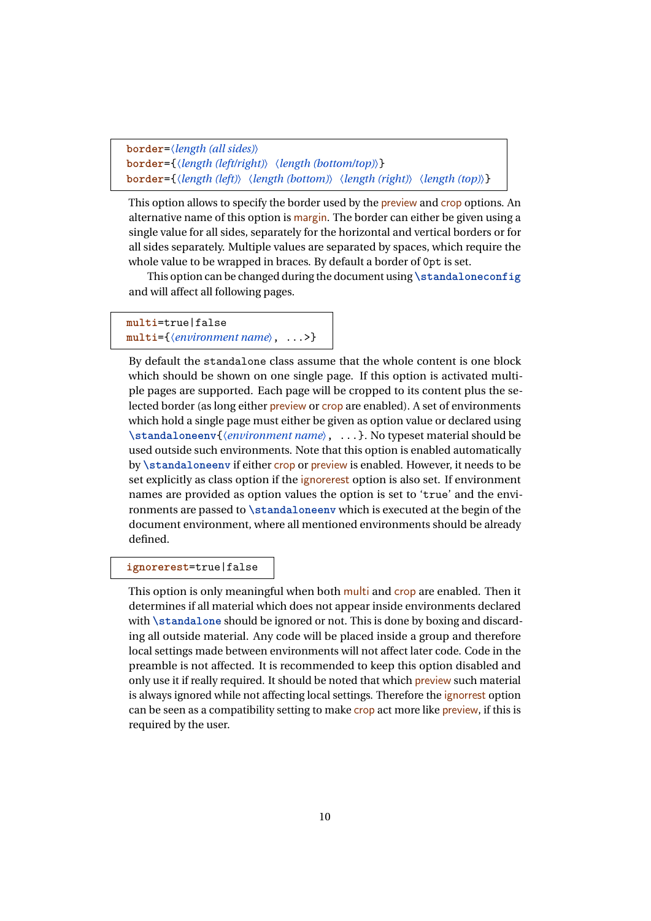```
border=⟨length (all sides)⟩
border={⟨length (left/right)⟩ ⟨length (bottom/top)⟩}
border={⟨length (left)⟩ ⟨length (bottom)⟩ ⟨length (right)⟩ ⟨length (top)⟩}
```

This option allows to specify the border used by the preview and crop options. An alternative name of this option is margin. The border can either be given using a single value for all sides, separately for the horizontal and vertical borders or for all sides separately. Multiple values are separated by spaces, which require the whole value to be wrapped in braces. By default a border of `0pt` is set.

This option can be changed during the document using `\standaloneconfig` and will affect all following pages.

```
multi=true|false
multi={⟨environment name⟩, ...>}
```

By default the `standalone` class assume that the whole content is one block which should be shown on one single page. If this option is activated multiple pages are supported. Each page will be cropped to its content plus the selected border (as long either preview or crop are enabled). A set of environments which hold a single page must either be given as option value or declared using `\standaloneenv{⟨environment name⟩, ...}`. No typeset material should be used outside such environments. Note that this option is enabled automatically by `\standaloneenv` if either crop or preview is enabled. However, it needs to be set explicitly as class option if the ignorerest option is also set. If environment names are provided as option values the option is set to '`true`' and the environments are passed to `\standaloneenv` which is executed at the begin of the document environment, where all mentioned environments should be already defined.

```
ignorerest=true|false
```

This option is only meaningful when both multi and crop are enabled. Then it determines if all material which does not appear inside environments declared with `\standalone` should be ignored or not. This is done by boxing and discarding all outside material. Any code will be placed inside a group and therefore local settings made between environments will not affect later code. Code in the preamble is not affected. It is recommended to keep this option disabled and only use it if really required. It should be noted that which preview such material is always ignored while not affecting local settings. Therefore the ignorrest option can be seen as a compatibility setting to make crop act more like preview, if this is required by the user.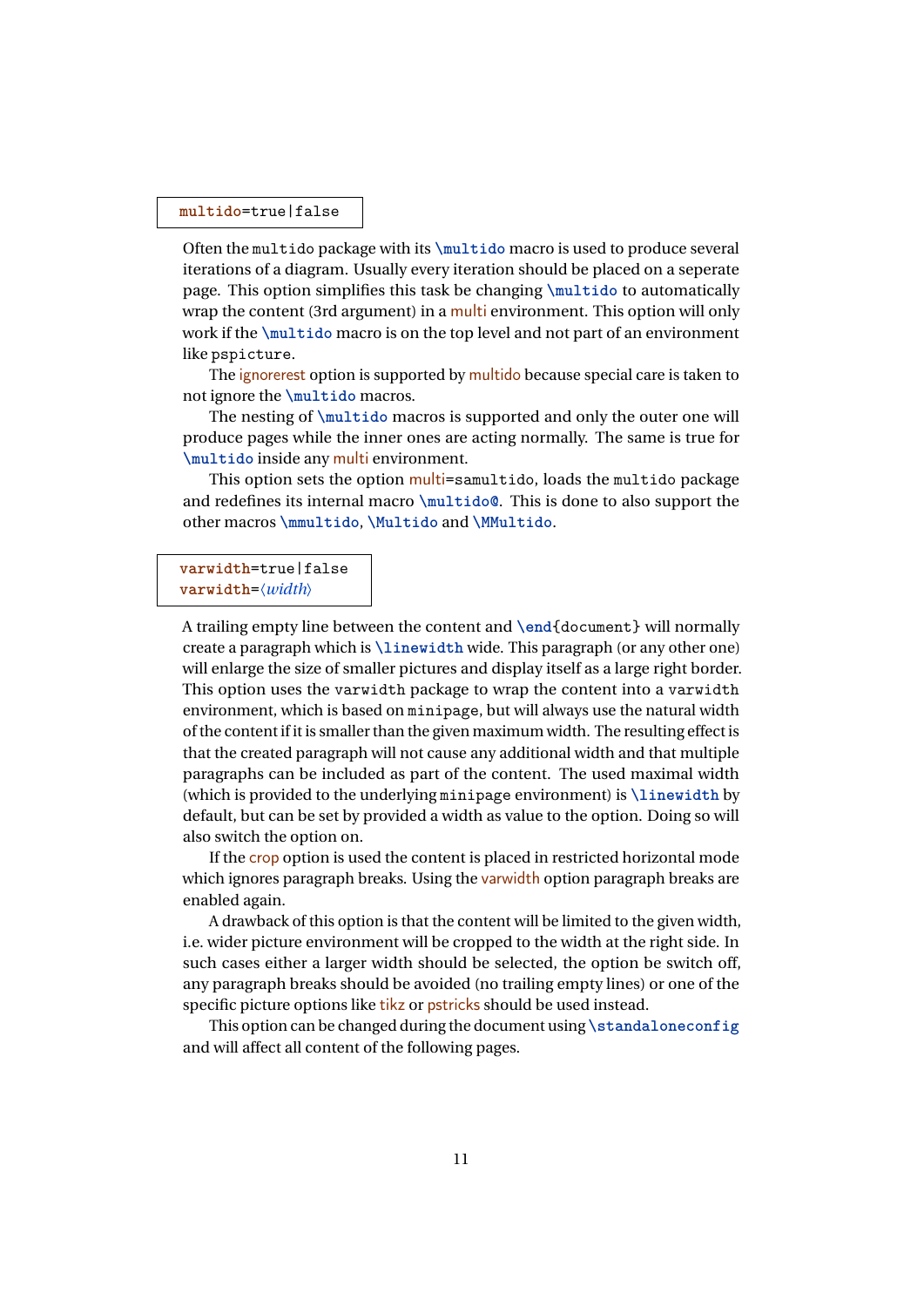```
multido=true|false
```

Often the `multido` package with its `\multido` macro is used to produce several iterations of a diagram. Usually every iteration should be placed on a seperate page. This option simplifies this task be changing `\multido` to automatically wrap the content (3rd argument) in a multi environment. This option will only work if the `\multido` macro is on the top level and not part of an environment like `pspicture`.

The ignorerest option is supported by multido because special care is taken to not ignore the `\multido` macros.

The nesting of `\multido` macros is supported and only the outer one will produce pages while the inner ones are acting normally. The same is true for `\multido` inside any multi environment.

This option sets the option multi=`samultido`, loads the `multido` package and redefines its internal macro `\multido@`. This is done to also support the other macros `\mmultido`, `\Multido` and `\MMultido`.

```
varwidth=true|false
varwidth=⟨width⟩
```

A trailing empty line between the content and `\end{document}` will normally create a paragraph which is `\linewidth` wide. This paragraph (or any other one) will enlarge the size of smaller pictures and display itself as a large right border. This option uses the `varwidth` package to wrap the content into a `varwidth` environment, which is based on `minipage`, but will always use the natural width of the content if it is smaller than the given maximum width. The resulting effect is that the created paragraph will not cause any additional width and that multiple paragraphs can be included as part of the content. The used maximal width (which is provided to the underlying `minipage` environment) is `\linewidth` by default, but can be set by provided a width as value to the option. Doing so will also switch the option on.

If the crop option is used the content is placed in restricted horizontal mode which ignores paragraph breaks. Using the varwidth option paragraph breaks are enabled again.

A drawback of this option is that the content will be limited to the given width, i.e. wider picture environment will be cropped to the width at the right side. In such cases either a larger width should be selected, the option be switch off, any paragraph breaks should be avoided (no trailing empty lines) or one of the specific picture options like tikz or pstricks should be used instead.

This option can be changed during the document using `\standaloneconfig` and will affect all content of the following pages.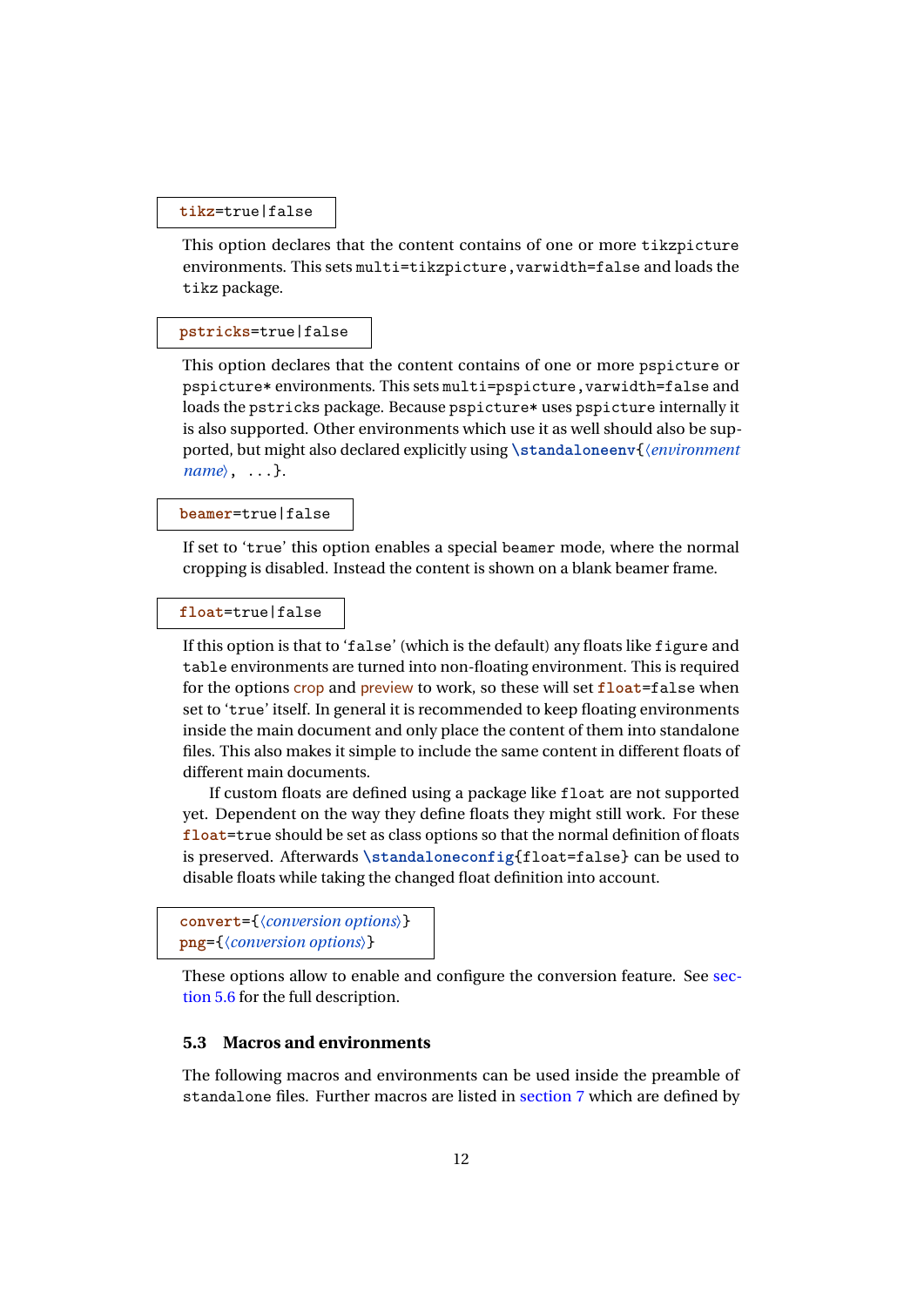`tikz=true|false`

This option declares that the content contains of one or more `tikzpicture` environments. This sets `multi=tikzpicture,varwidth=false` and loads the `tikz` package.

`pstricks=true|false`

This option declares that the content contains of one or more `pspicture` or `pspicture*` environments. This sets `multi=pspicture,varwidth=false` and loads the `pstricks` package. Because `pspicture*` uses `pspicture` internally it is also supported. Other environments which use it as well should also be supported, but might also declared explicitly using `\standaloneenv{`*⟨environment name⟩*`, ...}`.

`beamer=true|false`

If set to '`true`' this option enables a special `beamer` mode, where the normal cropping is disabled. Instead the content is shown on a blank beamer frame.

`float=true|false`

If this option is that to '`false`' (which is the default) any floats like `figure` and `table` environments are turned into non-floating environment. This is required for the options crop and preview to work, so these will set `float=false` when set to '`true`' itself. In general it is recommended to keep floating environments inside the main document and only place the content of them into standalone files. This also makes it simple to include the same content in different floats of different main documents.

If custom floats are defined using a package like `float` are not supported yet. Dependent on the way they define floats they might still work. For these `float=true` should be set as class options so that the normal definition of floats is preserved. Afterwards `\standaloneconfig{float=false}` can be used to disable floats while taking the changed float definition into account.

`convert={`*⟨conversion options⟩*`}`
`png={`*⟨conversion options⟩*`}`

These options allow to enable and configure the conversion feature. See section 5.6 for the full description.

### 5.3 Macros and environments

The following macros and environments can be used inside the preamble of `standalone` files. Further macros are listed in section 7 which are defined by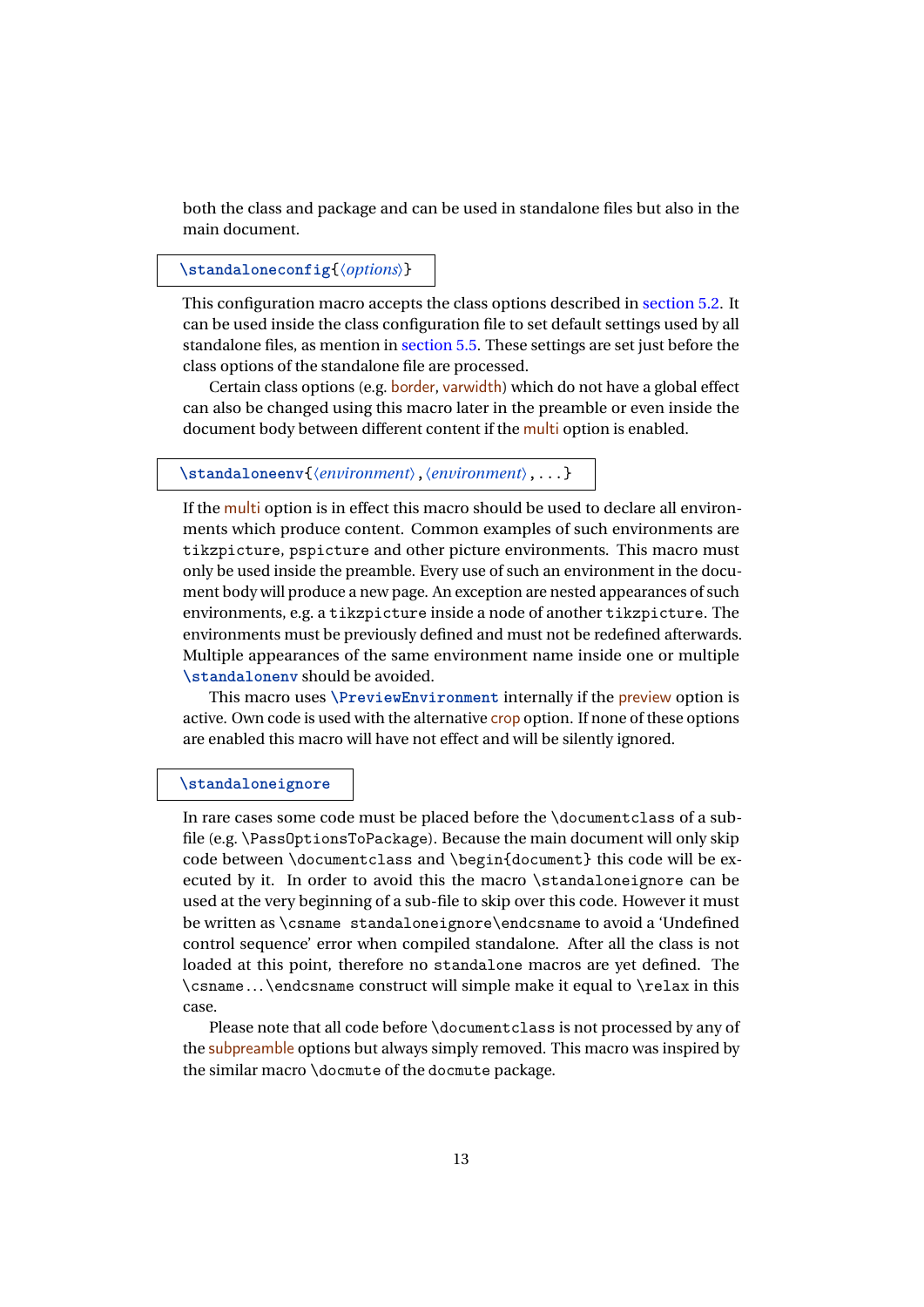both the class and package and can be used in standalone files but also in the main document.

`\standaloneconfig{⟨options⟩}`

This configuration macro accepts the class options described in section 5.2. It can be used inside the class configuration file to set default settings used by all standalone files, as mention in section 5.5. These settings are set just before the class options of the standalone file are processed.

Certain class options (e.g. border, varwidth) which do not have a global effect can also be changed using this macro later in the preamble or even inside the document body between different content if the multi option is enabled.

`\standaloneenv{⟨environment⟩,⟨environment⟩,...}`

If the multi option is in effect this macro should be used to declare all environments which produce content. Common examples of such environments are `tikzpicture`, `pspicture` and other picture environments. This macro must only be used inside the preamble. Every use of such an environment in the document body will produce a new page. An exception are nested appearances of such environments, e.g. a `tikzpicture` inside a node of another `tikzpicture`. The environments must be previously defined and must not be redefined afterwards. Multiple appearances of the same environment name inside one or multiple `\standalonenv` should be avoided.

This macro uses `\PreviewEnvironment` internally if the preview option is active. Own code is used with the alternative crop option. If none of these options are enabled this macro will have not effect and will be silently ignored.

`\standaloneignore`

In rare cases some code must be placed before the `\documentclass` of a sub-file (e.g. `\PassOptionsToPackage`). Because the main document will only skip code between `\documentclass` and `\begin{document}` this code will be executed by it. In order to avoid this the macro `\standaloneignore` can be used at the very beginning of a sub-file to skip over this code. However it must be written as `\csname standaloneignore\endcsname` to avoid a 'Undefined control sequence' error when compiled standalone. After all the class is not loaded at this point, therefore no `standalone` macros are yet defined. The `\csname...\endcsname` construct will simple make it equal to `\relax` in this case.

Please note that all code before `\documentclass` is not processed by any of the subpreamble options but always simply removed. This macro was inspired by the similar macro `\docmute` of the `docmute` package.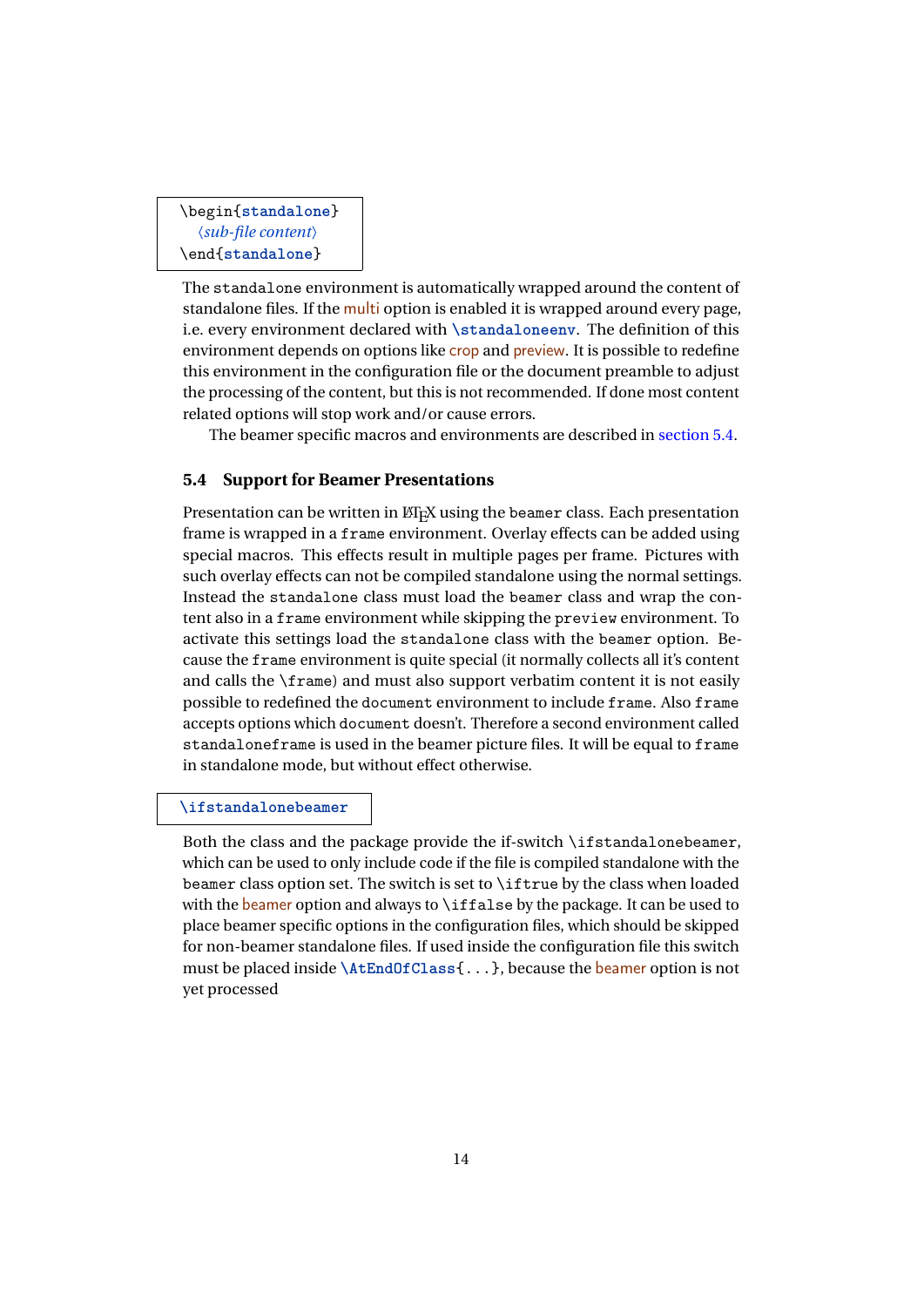```
\begin{standalone}
  ⟨sub-file content⟩
\end{standalone}
```

The `standalone` environment is automatically wrapped around the content of standalone files. If the multi option is enabled it is wrapped around every page, i.e. every environment declared with `\standaloneenv`. The definition of this environment depends on options like crop and preview. It is possible to redefine this environment in the configuration file or the document preamble to adjust the processing of the content, but this is not recommended. If done most content related options will stop work and/or cause errors.

The beamer specific macros and environments are described in section 5.4.

### 5.4 Support for Beamer Presentations

Presentation can be written in LaTeX using the `beamer` class. Each presentation frame is wrapped in a `frame` environment. Overlay effects can be added using special macros. This effects result in multiple pages per frame. Pictures with such overlay effects can not be compiled standalone using the normal settings. Instead the `standalone` class must load the `beamer` class and wrap the content also in a `frame` environment while skipping the `preview` environment. To activate this settings load the `standalone` class with the `beamer` option. Because the `frame` environment is quite special (it normally collects all it's content and calls the `\frame`) and must also support verbatim content it is not easily possible to redefined the `document` environment to include `frame`. Also `frame` accepts options which `document` doesn't. Therefore a second environment called `standaloneframe` is used in the beamer picture files. It will be equal to `frame` in standalone mode, but without effect otherwise.

```
\ifstandalonebeamer
```

Both the class and the package provide the if-switch `\ifstandalonebeamer`, which can be used to only include code if the file is compiled standalone with the `beamer` class option set. The switch is set to `\iftrue` by the class when loaded with the beamer option and always to `\iffalse` by the package. It can be used to place beamer specific options in the configuration files, which should be skipped for non-beamer standalone files. If used inside the configuration file this switch must be placed inside `\AtEndOfClass{...}`, because the beamer option is not yet processed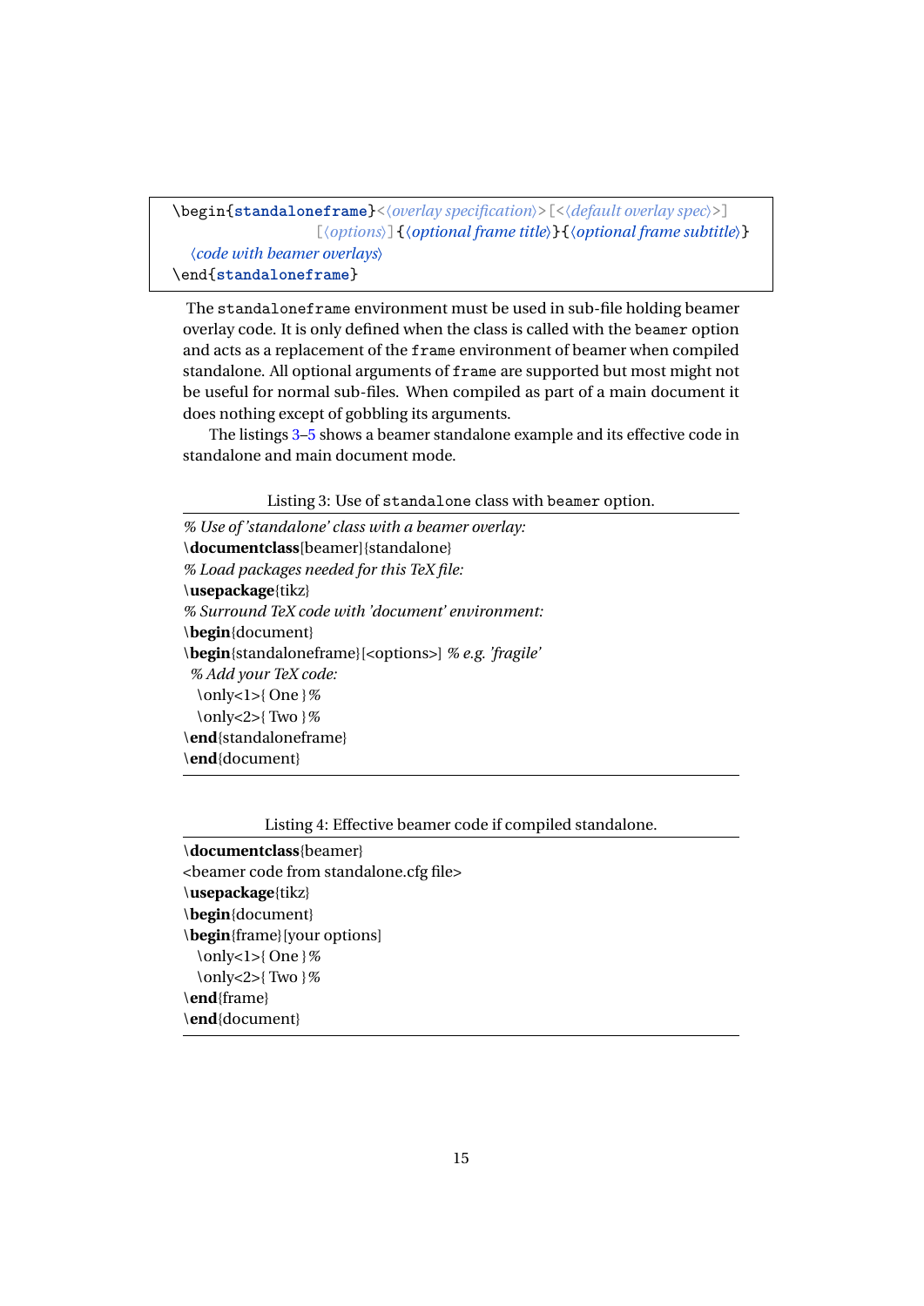```
\begin{standaloneframe}<⟨overlay specification⟩>[<⟨default overlay spec⟩>]
                      [⟨options⟩]{⟨optional frame title⟩}{⟨optional frame subtitle⟩}
  ⟨code with beamer overlays⟩
\end{standaloneframe}
```

The `standaloneframe` environment must be used in sub-file holding beamer overlay code. It is only defined when the class is called with the `beamer` option and acts as a replacement of the `frame` environment of beamer when compiled standalone. All optional arguments of `frame` are supported but most might not be useful for normal sub-files. When compiled as part of a main document it does nothing except of gobbling its arguments.

The listings 3–5 shows a beamer standalone example and its effective code in standalone and main document mode.

Listing 3: Use of `standalone` class with `beamer` option.

```
% Use of 'standalone' class with a beamer overlay:
\documentclass[beamer]{standalone}
% Load packages needed for this TeX file:
\usepackage{tikz}
% Surround TeX code with 'document' environment:
\begin{document}
\begin{standaloneframe}[<options>] % e.g. 'fragile'
 % Add your TeX code:
  \only<1>{ One }%
  \only<2>{ Two }%
\end{standaloneframe}
\end{document}
```

Listing 4: Effective beamer code if compiled standalone.

```
\documentclass{beamer}
<beamer code from standalone.cfg file>
\usepackage{tikz}
\begin{document}
\begin{frame}[your options]
  \only<1>{ One }%
  \only<2>{ Two }%
\end{frame}
\end{document}
```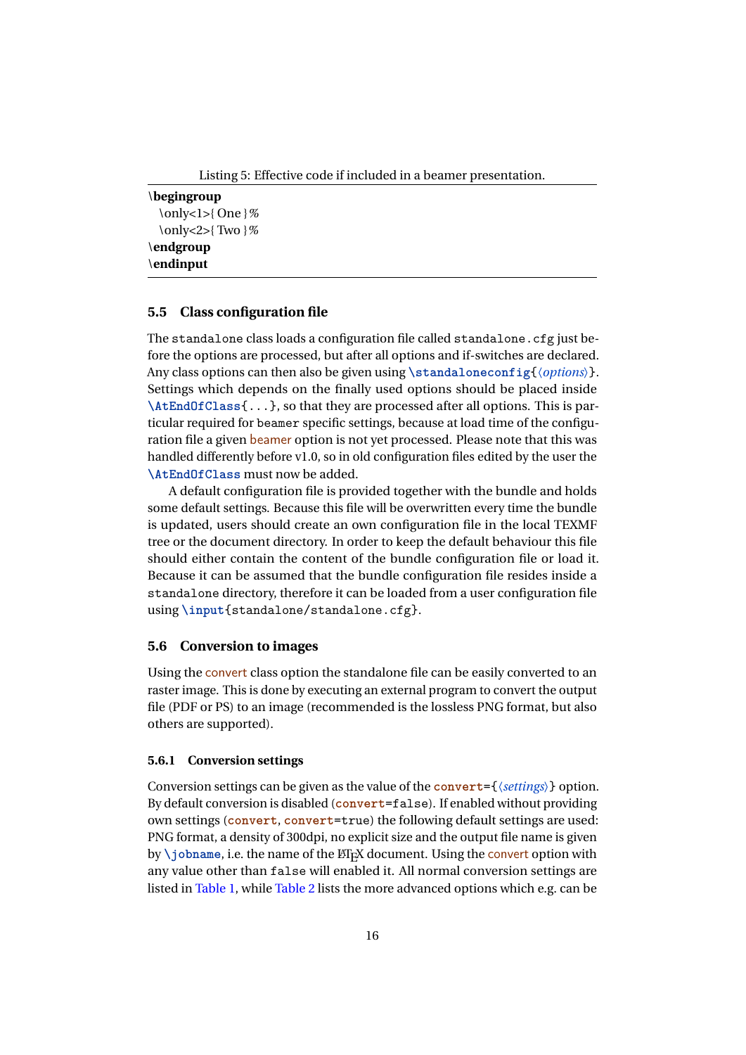Listing 5: Effective code if included in a beamer presentation.

```
\begingroup
  \only<1>{ One }%
  \only<2>{ Two }%
\endgroup
\endinput
```

### 5.5 Class configuration file

The `standalone` class loads a configuration file called `standalone.cfg` just before the options are processed, but after all options and if-switches are declared. Any class options can then also be given using `\standaloneconfig{⟨options⟩}`. Settings which depends on the finally used options should be placed inside `\AtEndOfClass{...}`, so that they are processed after all options. This is particular required for `beamer` specific settings, because at load time of the configuration file a given beamer option is not yet processed. Please note that this was handled differently before v1.0, so in old configuration files edited by the user the `\AtEndOfClass` must now be added.

A default configuration file is provided together with the bundle and holds some default settings. Because this file will be overwritten every time the bundle is updated, users should create an own configuration file in the local TEXMF tree or the document directory. In order to keep the default behaviour this file should either contain the content of the bundle configuration file or load it. Because it can be assumed that the bundle configuration file resides inside a `standalone` directory, therefore it can be loaded from a user configuration file using `\input{standalone/standalone.cfg}`.

### 5.6 Conversion to images

Using the convert class option the standalone file can be easily converted to an raster image. This is done by executing an external program to convert the output file (PDF or PS) to an image (recommended is the lossless PNG format, but also others are supported).

#### 5.6.1 Conversion settings

Conversion settings can be given as the value of the `convert={⟨settings⟩}` option. By default conversion is disabled (`convert=false`). If enabled without providing own settings (`convert`, `convert=true`) the following default settings are used: PNG format, a density of 300dpi, no explicit size and the output file name is given by `\jobname`, i.e. the name of the LaTeX document. Using the convert option with any value other than `false` will enabled it. All normal conversion settings are listed in Table 1, while Table 2 lists the more advanced options which e.g. can be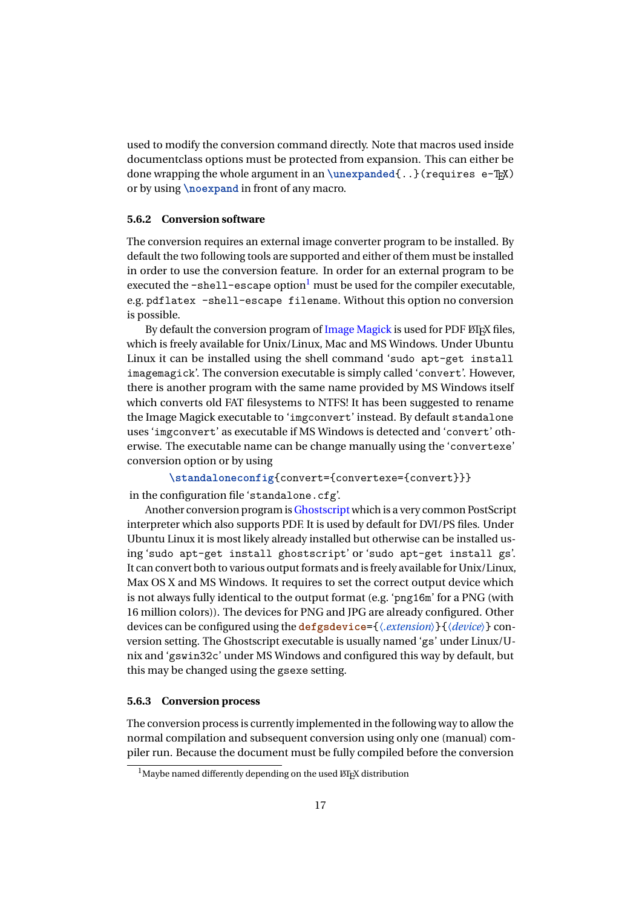used to modify the conversion command directly. Note that macros used inside documentclass options must be protected from expansion. This can either be done wrapping the whole argument in an `\unexpanded{..}`(requires e-TeX) or by using `\noexpand` in front of any macro.

### 5.6.2 Conversion software

The conversion requires an external image converter program to be installed. By default the two following tools are supported and either of them must be installed in order to use the conversion feature. In order for an external program to be executed the `-shell-escape` option[1] must be used for the compiler executable, e.g. `pdflatex -shell-escape filename`. Without this option no conversion is possible.

By default the conversion program of Image Magick is used for PDF LaTeX files, which is freely available for Unix/Linux, Mac and MS Windows. Under Ubuntu Linux it can be installed using the shell command '`sudo apt-get install imagemagick`'. The conversion executable is simply called '`convert`'. However, there is another program with the same name provided by MS Windows itself which converts old FAT filesystems to NTFS! It has been suggested to rename the Image Magick executable to '`imgconvert`' instead. By default `standalone` uses '`imgconvert`' as executable if MS Windows is detected and '`convert`' otherwise. The executable name can be change manually using the '`convertexe`' conversion option or by using

```
\standaloneconfig{convert={convertexe={convert}}}
```

in the configuration file '`standalone.cfg`'.

Another conversion program is Ghostscript which is a very common PostScript interpreter which also supports PDF. It is used by default for DVI/PS files. Under Ubuntu Linux it is most likely already installed but otherwise can be installed using '`sudo apt-get install ghostscript`' or '`sudo apt-get install gs`'. It can convert both to various output formats and is freely available for Unix/Linux, Max OS X and MS Windows. It requires to set the correct output device which is not always fully identical to the output format (e.g. '`png16m`' for a PNG (with 16 million colors)). The devices for PNG and JPG are already configured. Other devices can be configured using the `defgsdevice={`⟨*.extension*⟩`}{`⟨*device*⟩`}` conversion setting. The Ghostscript executable is usually named '`gs`' under Linux/Unix and '`gswin32c`' under MS Windows and configured this way by default, but this may be changed using the `gsexe` setting.

### 5.6.3 Conversion process

The conversion process is currently implemented in the following way to allow the normal compilation and subsequent conversion using only one (manual) compiler run. Because the document must be fully compiled before the conversion

[1] Maybe named differently depending on the used LaTeX distribution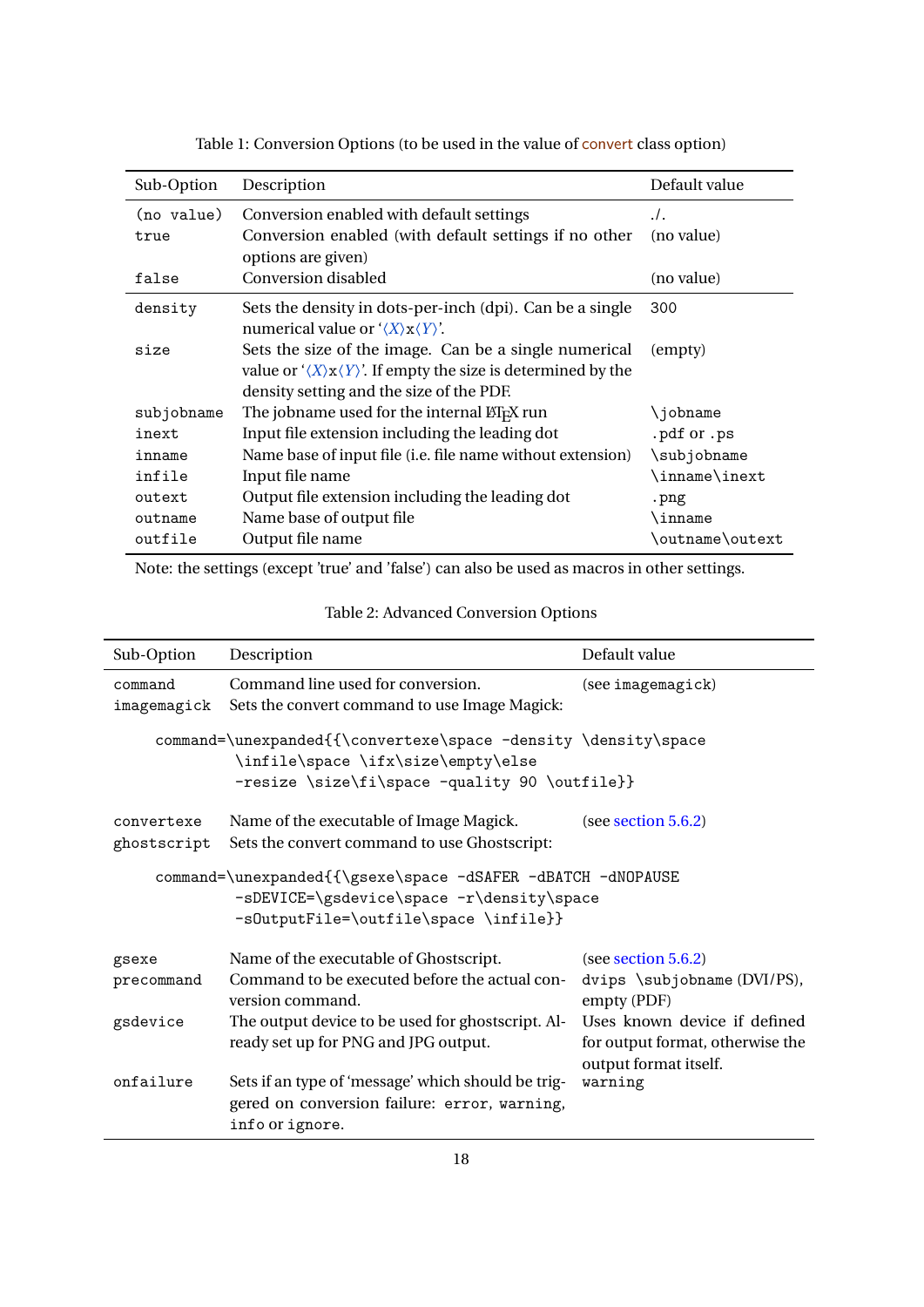Table 1: Conversion Options (to be used in the value of convert class option)

| Sub-Option | Description | Default value |
|---|---|---|
| `(no value)` | Conversion enabled with default settings | ./. |
| `true` | Conversion enabled (with default settings if no other options are given) | (no value) |
| `false` | Conversion disabled | (no value) |
| `density` | Sets the density in dots-per-inch (dpi). Can be a single numerical value or '⟨X⟩x⟨Y⟩'. | `300` |
| `size` | Sets the size of the image. Can be a single numerical value or '⟨X⟩x⟨Y⟩'. If empty the size is determined by the density setting and the size of the PDF. | (empty) |
| `subjobname` | The jobname used for the internal LaTeX run | `\jobname` |
| `inext` | Input file extension including the leading dot | `.pdf` or `.ps` |
| `inname` | Name base of input file (i.e. file name without extension) | `\subjobname` |
| `infile` | Input file name | `\inname\inext` |
| `outext` | Output file extension including the leading dot | `.png` |
| `outname` | Name base of output file | `\inname` |
| `outfile` | Output file name | `\outname\outext` |

Note: the settings (except 'true' and 'false') can also be used as macros in other settings.

Table 2: Advanced Conversion Options

| Sub-Option | Description | Default value |
|---|---|---|
| `command` | Command line used for conversion. | (see `imagemagick`) |
| `imagemagick` | Sets the convert command to use Image Magick: `command=\unexpanded{{\convertexe\space -density \density\space \infile\space \ifx\size\empty\else -resize \size\fi\space -quality 90 \outfile}}` | |
| `convertexe` | Name of the executable of Image Magick. | (see section 5.6.2) |
| `ghostscript` | Sets the convert command to use Ghostscript: `command=\unexpanded{{\gsexe\space -dSAFER -dBATCH -dNOPAUSE -sDEVICE=\gsdevice\space -r\density\space -sOutputFile=\outfile\space \infile}}` | |
| `gsexe` | Name of the executable of Ghostscript. | (see section 5.6.2) |
| `precommand` | Command to be executed before the actual conversion command. | `dvips \subjobname` (DVI/PS), empty (PDF) |
| `gsdevice` | The output device to be used for ghostscript. Already set up for PNG and JPG output. | Uses known device if defined for output format, otherwise the output format itself. |
| `onfailure` | Sets if an type of 'message' which should be triggered on conversion failure: `error`, `warning`, `info` or `ignore`. | `warning` |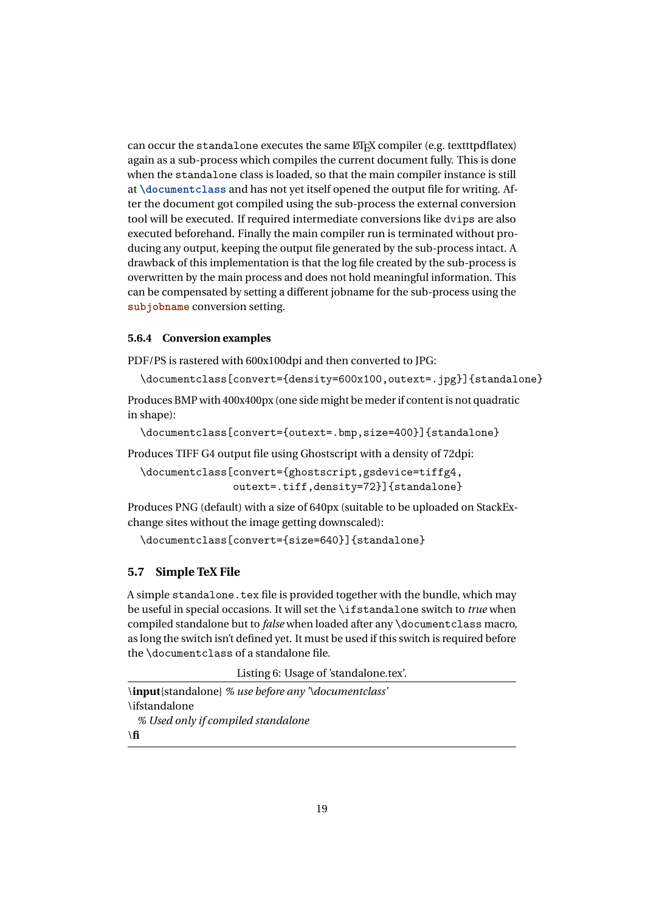can occur the `standalone` executes the same LaTeX compiler (e.g. textttpdflatex) again as a sub-process which compiles the current document fully. This is done when the `standalone` class is loaded, so that the main compiler instance is still at `\documentclass` and has not yet itself opened the output file for writing. After the document got compiled using the sub-process the external conversion tool will be executed. If required intermediate conversions like `dvips` are also executed beforehand. Finally the main compiler run is terminated without producing any output, keeping the output file generated by the sub-process intact. A drawback of this implementation is that the log file created by the sub-process is overwritten by the main process and does not hold meaningful information. This can be compensated by setting a different jobname for the sub-process using the `subjobname` conversion setting.

#### 5.6.4 Conversion examples

PDF/PS is rastered with 600x100dpi and then converted to JPG:

```
\documentclass[convert={density=600x100,outext=.jpg}]{standalone}
```

Produces BMP with 400x400px (one side might be meder if content is not quadratic in shape):

```
\documentclass[convert={outext=.bmp,size=400}]{standalone}
```

Produces TIFF G4 output file using Ghostscript with a density of 72dpi:

```
\documentclass[convert={ghostscript,gsdevice=tiffg4,
               outext=.tiff,density=72}]{standalone}
```

Produces PNG (default) with a size of 640px (suitable to be uploaded on StackExchange sites without the image getting downscaled):

```
\documentclass[convert={size=640}]{standalone}
```

### 5.7 Simple TeX File

A simple `standalone.tex` file is provided together with the bundle, which may be useful in special occasions. It will set the `\ifstandalone` switch to *true* when compiled standalone but to *false* when loaded after any `\documentclass` macro, as long the switch isn't defined yet. It must be used if this switch is required before the `\documentclass` of a standalone file.

Listing 6: Usage of 'standalone.tex'.

```
\input{standalone} % use before any '\documentclass'
\ifstandalone
  % Used only if compiled standalone
\fi
```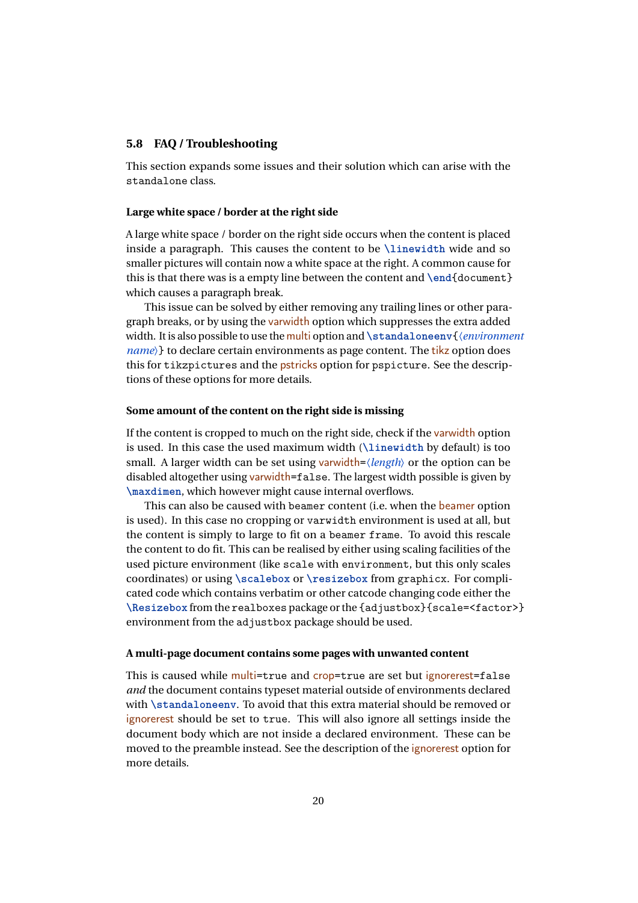## 5.8 FAQ / Troubleshooting

This section expands some issues and their solution which can arise with the `standalone` class.

#### Large white space / border at the right side

A large white space / border on the right side occurs when the content is placed inside a paragraph. This causes the content to be `\linewidth` wide and so smaller pictures will contain now a white space at the right. A common cause for this is that there was is a empty line between the content and `\end{document}` which causes a paragraph break.

This issue can be solved by either removing any trailing lines or other paragraph breaks, or by using the varwidth option which suppresses the extra added width. It is also possible to use the multi option and `\standaloneenv{⟨environment name⟩}` to declare certain environments as page content. The tikz option does this for `tikzpictures` and the pstricks option for `pspicture`. See the descriptions of these options for more details.

#### Some amount of the content on the right side is missing

If the content is cropped to much on the right side, check if the varwidth option is used. In this case the used maximum width (`\linewidth` by default) is too small. A larger width can be set using varwidth=⟨*length*⟩ or the option can be disabled altogether using varwidth=`false`. The largest width possible is given by `\maxdimen`, which however might cause internal overflows.

This can also be caused with `beamer` content (i.e. when the beamer option is used). In this case no cropping or `varwidth` environment is used at all, but the content is simply to large to fit on a `beamer frame`. To avoid this rescale the content to do fit. This can be realised by either using scaling facilities of the used picture environment (like `scale` with `environment`, but this only scales coordinates) or using `\scalebox` or `\resizebox` from `graphicx`. For complicated code which contains verbatim or other catcode changing code either the `\Resizebox` from the `realboxes` package or the `{adjustbox}{scale=<factor>}` environment from the `adjustbox` package should be used.

#### A multi-page document contains some pages with unwanted content

This is caused while multi=`true` and crop=`true` are set but ignorerest=`false` *and* the document contains typeset material outside of environments declared with `\standaloneenv`. To avoid that this extra material should be removed or ignorerest should be set to `true`. This will also ignore all settings inside the document body which are not inside a declared environment. These can be moved to the preamble instead. See the description of the ignorerest option for more details.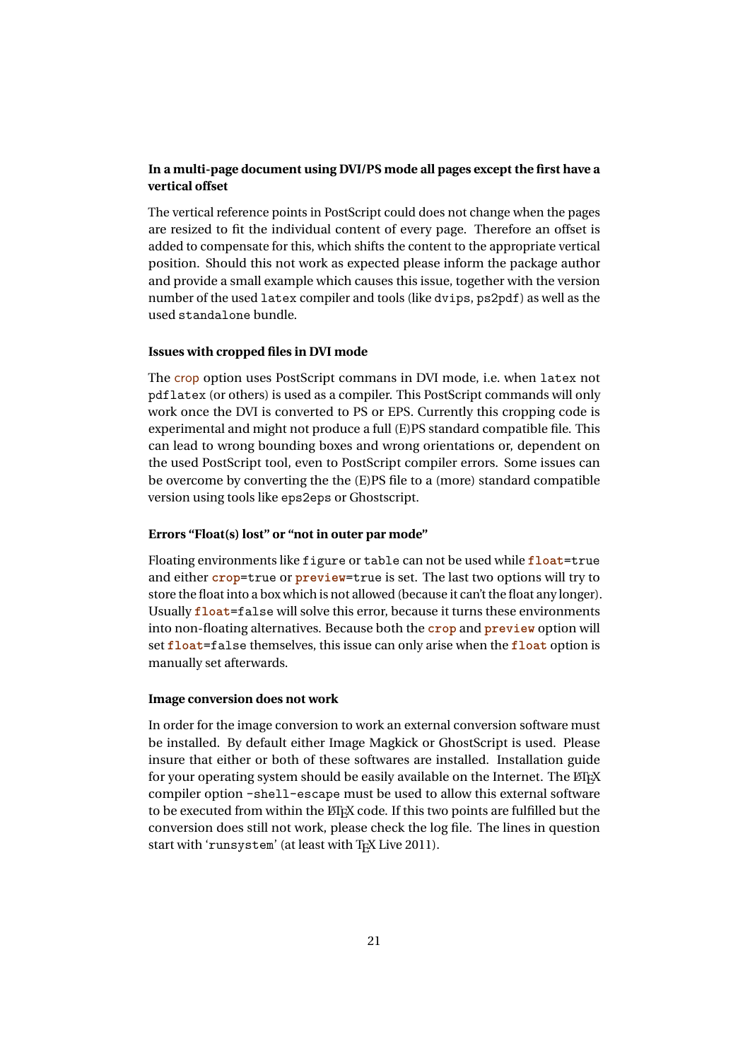### In a multi-page document using DVI/PS mode all pages except the first have a vertical offset

The vertical reference points in PostScript could does not change when the pages are resized to fit the individual content of every page. Therefore an offset is added to compensate for this, which shifts the content to the appropriate vertical position. Should this not work as expected please inform the package author and provide a small example which causes this issue, together with the version number of the used `latex` compiler and tools (like `dvips`, `ps2pdf`) as well as the used `standalone` bundle.

#### Issues with cropped files in DVI mode

The crop option uses PostScript commans in DVI mode, i.e. when `latex` not `pdflatex` (or others) is used as a compiler. This PostScript commands will only work once the DVI is converted to PS or EPS. Currently this cropping code is experimental and might not produce a full (E)PS standard compatible file. This can lead to wrong bounding boxes and wrong orientations or, dependent on the the used PostScript tool, even to PostScript compiler errors. Some issues can be overcome by converting the the (E)PS file to a (more) standard compatible version using tools like `eps2eps` or Ghostscript.

#### Errors “Float(s) lost” or “not in outer par mode”

Floating environments like `figure` or `table` can not be used while `float=true` and either `crop=true` or `preview=true` is set. The last two options will try to store the float into a box which is not allowed (because it can't the float any longer). Usually `float=false` will solve this error, because it turns these environments into non-floating alternatives. Because both the `crop` and `preview` option will set `float=false` themselves, this issue can only arise when the `float` option is manually set afterwards.

#### Image conversion does not work

In order for the image conversion to work an external conversion software must be installed. By default either Image Magkick or GhostScript is used. Please insure that either or both of these softwares are installed. Installation guide for your operating system should be easily available on the Internet. The LaTeX compiler option `-shell-escape` must be used to allow this external software to be executed from within the LaTeX code. If this two points are fulfilled but the conversion does still not work, please check the log file. The lines in question start with '`runsystem`' (at least with TeX Live 2011).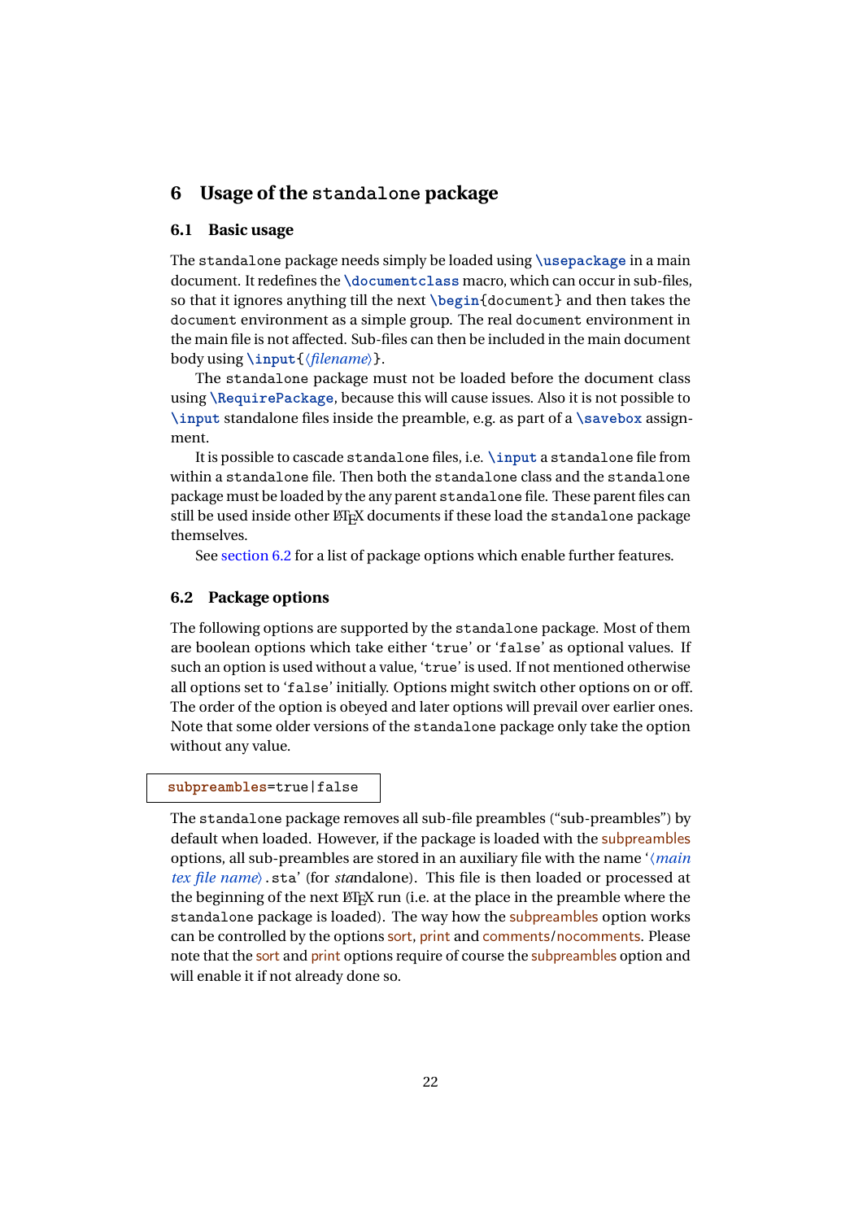# 6 Usage of the `standalone` package

## 6.1 Basic usage

The `standalone` package needs simply be loaded using `\usepackage` in a main document. It redefines the `\documentclass` macro, which can occur in sub-files, so that it ignores anything till the next `\begin{document}` and then takes the `document` environment as a simple group. The real `document` environment in the main file is not affected. Sub-files can then be included in the main document body using `\input{⟨filename⟩}`.

The `standalone` package must not be loaded before the document class using `\RequirePackage`, because this will cause issues. Also it is not possible to `\input` standalone files inside the preamble, e.g. as part of a `\savebox` assignment.

It is possible to cascade `standalone` files, i.e. `\input` a `standalone` file from within a `standalone` file. Then both the `standalone` class and the `standalone` package must be loaded by the any parent `standalone` file. These parent files can still be used inside other LaTeX documents if these load the `standalone` package themselves.

See section 6.2 for a list of package options which enable further features.

## 6.2 Package options

The following options are supported by the `standalone` package. Most of them are boolean options which take either '`true`' or '`false`' as optional values. If such an option is used without a value, '`true`' is used. If not mentioned otherwise all options set to '`false`' initially. Options might switch other options on or off. The order of the option is obeyed and later options will prevail over earlier ones. Note that some older versions of the `standalone` package only take the option without any value.

`subpreambles=true|false`

The `standalone` package removes all sub-file preambles ("sub-preambles") by default when loaded. However, if the package is loaded with the subpreambles options, all sub-preambles are stored in an auxiliary file with the name '*⟨main tex file name⟩*`.sta`' (for *sta*ndalone). This file is then loaded or processed at the beginning of the next LaTeX run (i.e. at the place in the preamble where the `standalone` package is loaded). The way how the subpreambles option works can be controlled by the options sort, print and comments/nocomments. Please note that the sort and print options require of course the subpreambles option and will enable it if not already done so.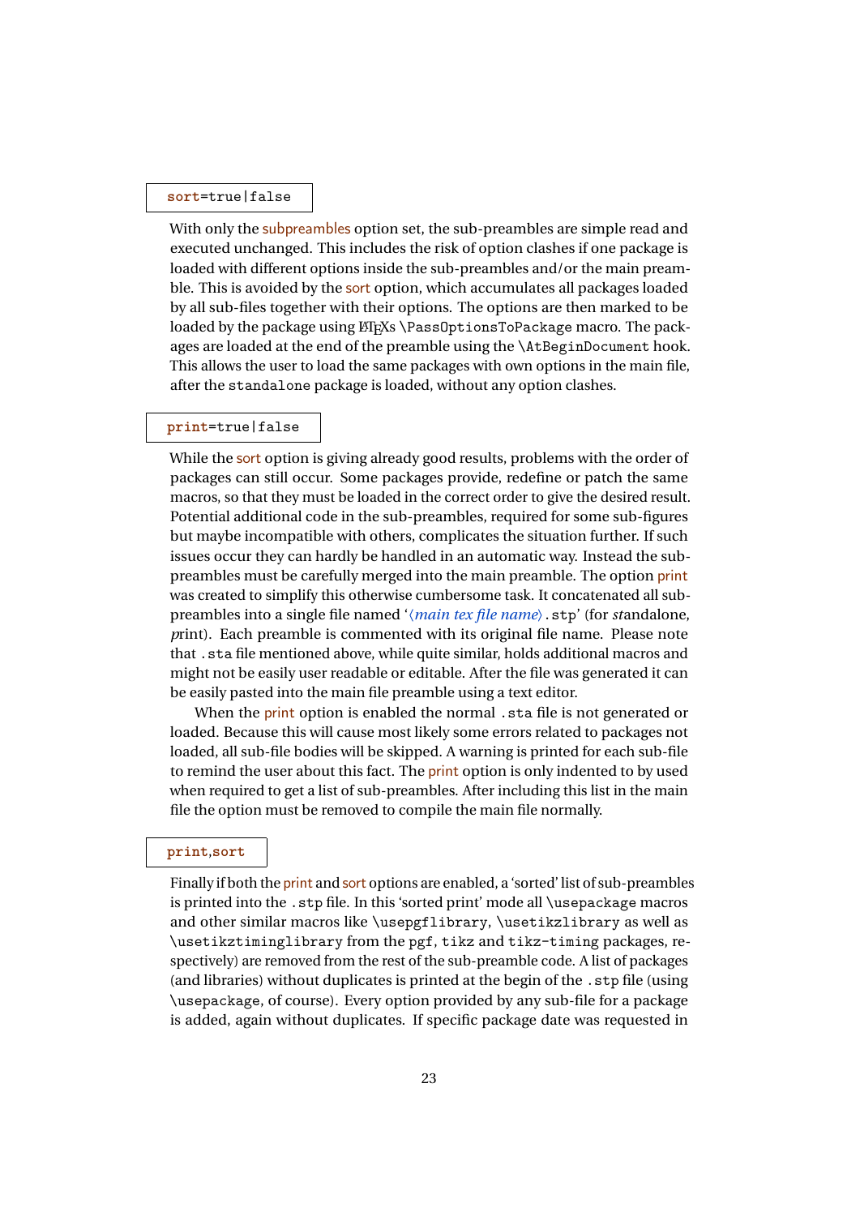`sort=true|false`

With only the subpreambles option set, the sub-preambles are simple read and executed unchanged. This includes the risk of option clashes if one package is loaded with different options inside the sub-preambles and/or the main preamble. This is avoided by the sort option, which accumulates all packages loaded by all sub-files together with their options. The options are then marked to be loaded by the package using LaTeXs `\PassOptionsToPackage` macro. The packages are loaded at the end of the preamble using the `\AtBeginDocument` hook. This allows the user to load the same packages with own options in the main file, after the `standalone` package is loaded, without any option clashes.

`print=true|false`

While the sort option is giving already good results, problems with the order of packages can still occur. Some packages provide, redefine or patch the same macros, so that they must be loaded in the correct order to give the desired result. Potential additional code in the sub-preambles, required for some sub-figures but maybe incompatible with others, complicates the situation further. If such issues occur they can hardly be handled in an automatic way. Instead the sub-preambles must be carefully merged into the main preamble. The option print was created to simplify this otherwise cumbersome task. It concatenated all sub-preambles into a single file named '⟨*main tex file name*⟩`.stp`' (for *s*tandalone, *p*rint). Each preamble is commented with its original file name. Please note that `.sta` file mentioned above, while quite similar, holds additional macros and might not be easily user readable or editable. After the file was generated it can be easily pasted into the main file preamble using a text editor.

When the print option is enabled the normal `.sta` file is not generated or loaded. Because this will cause most likely some errors related to packages not loaded, all sub-file bodies will be skipped. A warning is printed for each sub-file to remind the user about this fact. The print option is only indented to by used when required to get a list of sub-preambles. After including this list in the main file the option must be removed to compile the main file normally.

`print,sort`

Finally if both the print and sort options are enabled, a 'sorted' list of sub-preambles is printed into the `.stp` file. In this 'sorted print' mode all `\usepackage` macros and other similar macros like `\usepgflibrary`, `\usetikzlibrary` as well as `\usetikztiminglibrary` from the `pgf`, `tikz` and `tikz-timing` packages, respectively) are removed from the rest of the sub-preamble code. A list of packages (and libraries) without duplicates is printed at the begin of the `.stp` file (using `\usepackage`, of course). Every option provided by sub-file for a package is added, again without duplicates. If specific package date was requested in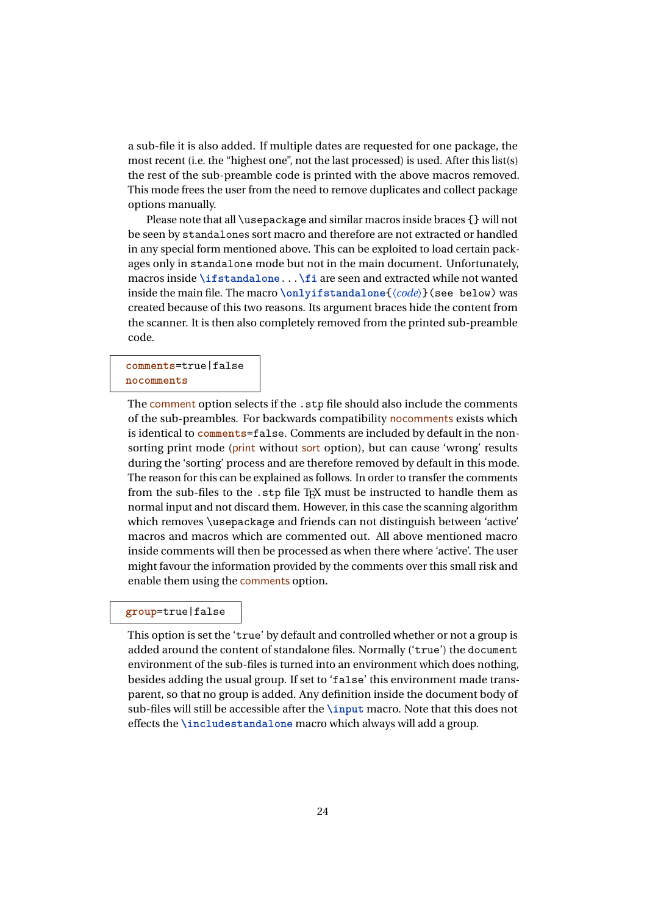a sub-file it is also added. If multiple dates are requested for one package, the most recent (i.e. the "highest one", not the last processed) is used. After this list(s) the rest of the sub-preamble code is printed with the above macros removed. This mode frees the user from the need to remove duplicates and collect package options manually.

Please note that all `\usepackage` and similar macros inside braces `{}` will not be seen by `standalones` sort macro and therefore are not extracted or handled in any special form mentioned above. This can be exploited to load certain packages only in `standalone` mode but not in the main document. Unfortunately, macros inside `\ifstandalone...\fi` are seen and extracted while not wanted inside the main file. The macro `\onlyifstandalone{⟨code⟩}(see below)` was created because of this two reasons. Its argument braces hide the content from the scanner. It is then also completely removed from the printed sub-preamble code.

```
comments=true|false
nocomments
```

The comment option selects if the `.stp` file should also include the comments of the sub-preambles. For backwards compatibility nocomments exists which is identical to `comments=false`. Comments are included by default in the non-sorting print mode (print without sort option), but can cause 'wrong' results during the 'sorting' process and are therefore removed by default in this mode. The reason for this can be explained as follows. In order to transfer the comments from the sub-files to the `.stp` file TeX must be instructed to handle them as normal input and not discard them. However, in this case the scanning algorithm which removes `\usepackage` and friends can not distinguish between 'active' macros and macros which are commented out. All above mentioned macro inside comments will then be processed as when there where 'active'. The user might favour the information provided by the comments over this small risk and enable them using the comments option.

```
group=true|false
```

This option is set the '`true`' by default and controlled whether or not a group is added around the content of standalone files. Normally ('`true`') the `document` environment of the sub-files is turned into an environment which does nothing, besides adding the usual group. If set to '`false`' this environment made transparent, so that no group is added. Any definition inside the document body of sub-files will still be accessible after the `\input` macro. Note that this does not effects the `\includestandalone` macro which always will add a group.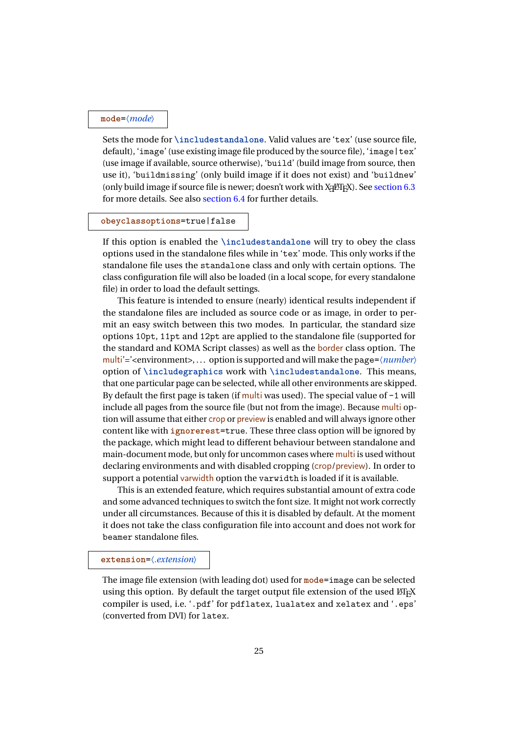`mode=⟨mode⟩`

Sets the mode for `\includestandalone`. Valid values are '`tex`' (use source file, default), '`image`' (use existing image file produced by the source file), '`image|tex`' (use image if available, source otherwise), '`build`' (build image from source, then use it), '`buildmissing`' (only build image if it does not exist) and '`buildnew`' (only build image if source file is newer; doesn't work with XeLaTeX). See section 6.3 for more details. See also section 6.4 for further details.

`obeyclassoptions=true|false`

If this option is enabled the `\includestandalone` will try to obey the class options used in the standalone files while in '`tex`' mode. This only works if the standalone file uses the `standalone` class and only with certain options. The class configuration file will also be loaded (in a local scope, for every standalone file) in order to load the default settings.

This feature is intended to ensure (nearly) identical results independent if the standalone files are included as source code or as image, in order to permit an easy switch between this two modes. In particular, the standard size options `10pt`, `11pt` and `12pt` are applied to the standalone file (supported for the standard and KOMA Script classes) as well as the border class option. The multi'='<environment>, ... option is supported and will make the `page=`⟨*number*⟩ option of `\includegraphics` work with `\includestandalone`. This means, that one particular page can be selected, while all other environments are skipped. By default the first page is taken (if multi was used). The special value of `-1` will include all pages from the source file (but not from the image). Because multi option will assume that either crop or preview is enabled and will always ignore other content like with `ignorerest=true`. These three class option will be ignored by the package, which might lead to different behaviour between standalone and main-document mode, but only for uncommon cases where multi is used without declaring environments and with disabled cropping (crop/preview). In order to support a potential varwidth option the `varwidth` is loaded if it is available.

This is an extended feature, which requires substantial amount of extra code and some advanced techniques to switch the font size. It might not work correctly under all circumstances. Because of this it is disabled by default. At the moment it does not take the class configuration file into account and does not work for `beamer` standalone files.

`extension=⟨.extension⟩`

The image file extension (with leading dot) used for `mode=image` can be selected using this option. By default the target output file extension of the used LaTeX compiler is used, i.e. '`.pdf`' for `pdflatex`, `lualatex` and `xelatex` and '`.eps`' (converted from DVI) for `latex`.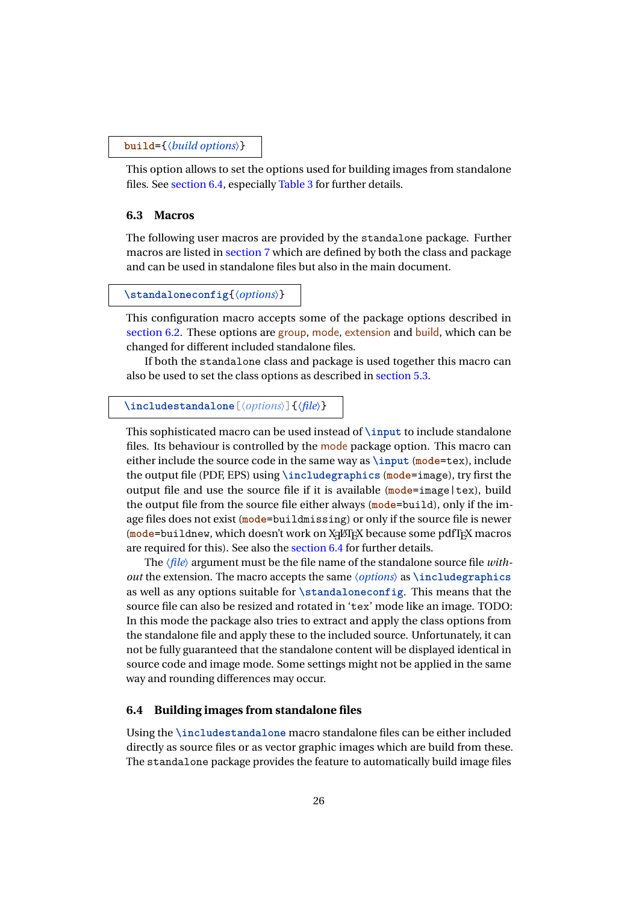`build={⟨build options⟩}`

This option allows to set the options used for building images from standalone files. See section 6.4, especially Table 3 for further details.

### 6.3 Macros

The following user macros are provided by the `standalone` package. Further macros are listed in section 7 which are defined by both the class and package and can be used in standalone files but also in the main document.

`\standaloneconfig{⟨options⟩}`

This configuration macro accepts some of the package options described in section 6.2. These options are group, mode, extension and build, which can be changed for different included standalone files.

If both the `standalone` class and package is used together this macro can also be used to set the class options as described in section 5.3.

`\includestandalone[⟨options⟩]{⟨file⟩}`

This sophisticated macro can be used instead of `\input` to include standalone files. Its behaviour is controlled by the mode package option. This macro can either include the source code in the same way as `\input` (`mode=tex`), include the output file (PDF, EPS) using `\includegraphics` (`mode=image`), try first the output file and use the source file if it is available (`mode=image|tex`), build the output file from the source file either always (`mode=build`), only if the image files does not exist (`mode=buildmissing`) or only if the source file is newer (`mode=buildnew`, which doesn't work on XeLaTeX because some pdfTeX macros are required for this). See also the section 6.4 for further details.

The ⟨*file*⟩ argument must be the file name of the standalone source file *without* the extension. The macro accepts the same ⟨*options*⟩ as `\includegraphics` as well as any options suitable for `\standaloneconfig`. This means that the source file can also be resized and rotated in '`tex`' mode like an image. TODO: In this mode the package also tries to extract and apply the class options from the standalone file and apply these to the included source. Unfortunately, it can not be fully guaranteed that the standalone content will be displayed identical in source code and image mode. Some settings might not be applied in the same way and rounding differences may occur.

### 6.4 Building images from standalone files

Using the `\includestandalone` macro standalone files can be either included directly as source files or as vector graphic images which are build from these. The `standalone` package provides the feature to automatically build image files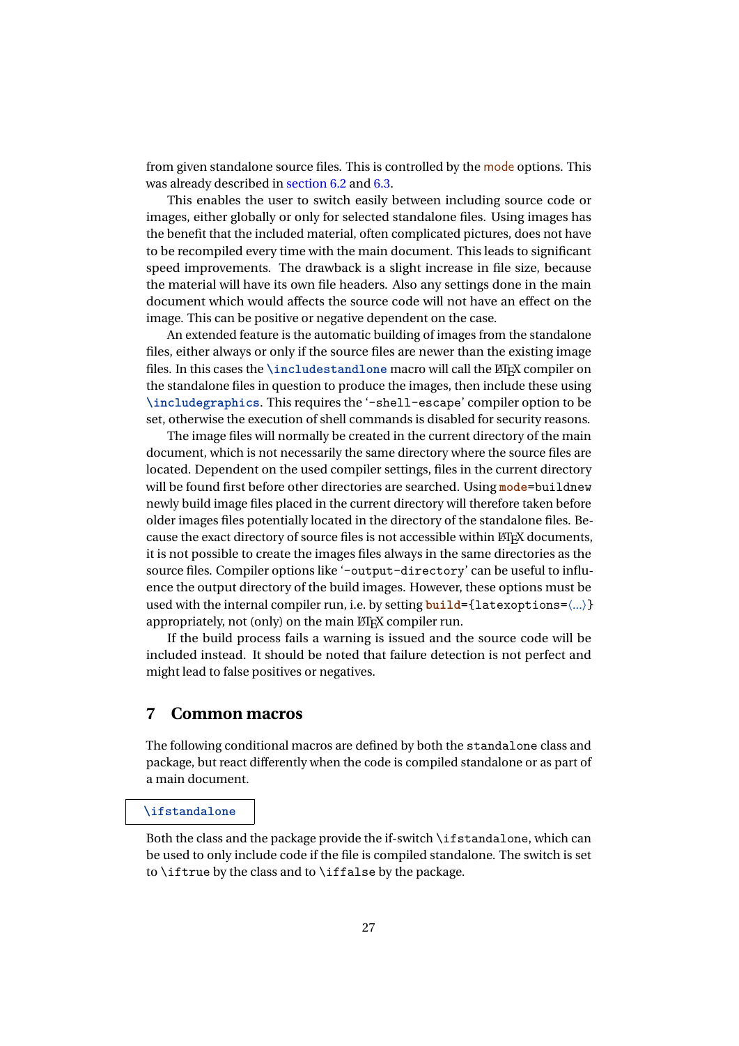from given standalone source files. This is controlled by the mode options. This was already described in section 6.2 and 6.3.

This enables the user to switch easily between including source code or images, either globally or only for selected standalone files. Using images has the benefit that the included material, often complicated pictures, does not have to be recompiled every time with the main document. This leads to significant speed improvements. The drawback is a slight increase in file size, because the material will have its own file headers. Also any settings done in the main document which would affects the source code will not have an effect on the image. This can be positive or negative dependent on the case.

An extended feature is the automatic building of images from the standalone files, either always or only if the source files are newer than the existing image files. In this cases the `\includestandlone` macro will call the LaTeX compiler on the standalone files in question to produce the images, then include these using `\includegraphics`. This requires the '`-shell-escape`' compiler option to be set, otherwise the execution of shell commands is disabled for security reasons.

The image files will normally be created in the current directory of the main document, which is not necessarily the same directory where the source files are located. Dependent on the used compiler settings, files in the current directory will be found first before other directories are searched. Using `mode=buildnew` newly build image files placed in the current directory will therefore taken before older images files potentially located in the directory of the standalone files. Because the exact directory of source files is not accessible within LaTeX documents, it is not possible to create the images files always in the same directories as the source files. Compiler options like '`-output-directory`' can be useful to influence the output directory of the build images. However, these options must be used with the internal compiler run, i.e. by setting `build={latexoptions=⟨...⟩}` appropriately, not (only) on the main LaTeX compiler run.

If the build process fails a warning is issued and the source code will be included instead. It should be noted that failure detection is not perfect and might lead to false positives or negatives.

# 7 Common macros

The following conditional macros are defined by both the `standalone` class and package, but react differently when the code is compiled standalone or as part of a main document.

`\ifstandalone`

Both the class and the package provide the if-switch `\ifstandalone`, which can be used to only include code if the file is compiled standalone. The switch is set to `\iftrue` by the class and to `\iffalse` by the package.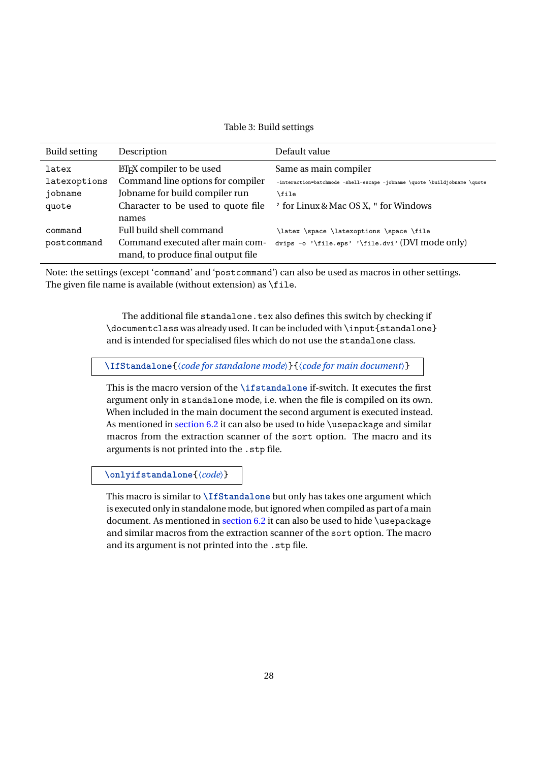Table 3: Build settings

| Build setting | Description | Default value |
|---|---|---|
| `latex` | LaTeX compiler to be used | Same as main compiler |
| `latexoptions` | Command line options for compiler | `-interaction=batchmode -shell-escape -jobname \quote \buildjobname \quote` |
| `jobname` | Jobname for build compiler run | `\file` |
| `quote` | Character to be used to quote file names | `'` for Linux & Mac OS X, `"` for Windows |
| `command` | Full build shell command | `\latex \space \latexoptions \space \file` |
| `postcommand` | Command executed after main command, to produce final output file | `dvips -o '\file.eps' '\file.dvi'` (DVI mode only) |

Note: the settings (except '`command`' and '`postcommand`') can also be used as macros in other settings. The given file name is available (without extension) as `\file`.

The additional file `standalone.tex` also defines this switch by checking if `\documentclass` was already used. It can be included with `\input{standalone}` and is intended for specialised files which do not use the `standalone` class.

**`\IfStandalone`**`{`⟨*code for standalone mode*⟩`}{`⟨*code for main document*⟩`}`

This is the macro version of the **`\ifstandalone`** if-switch. It executes the first argument only in `standalone` mode, i.e. when the file is compiled on its own. When included in the main document the second argument is executed instead. As mentioned in section 6.2 it can also be used to hide `\usepackage` and similar macros from the extraction scanner of the `sort` option. The macro and its arguments is not printed into the `.stp` file.

**`\onlyifstandalone`**`{`⟨*code*⟩`}`

This macro is similar to **`\IfStandalone`** but only has takes one argument which is executed only in standalone mode, but ignored when compiled as part of a main document. As mentioned in section 6.2 it can also be used to hide `\usepackage` and similar macros from the extraction scanner of the `sort` option. The macro and its argument is not printed into the `.stp` file.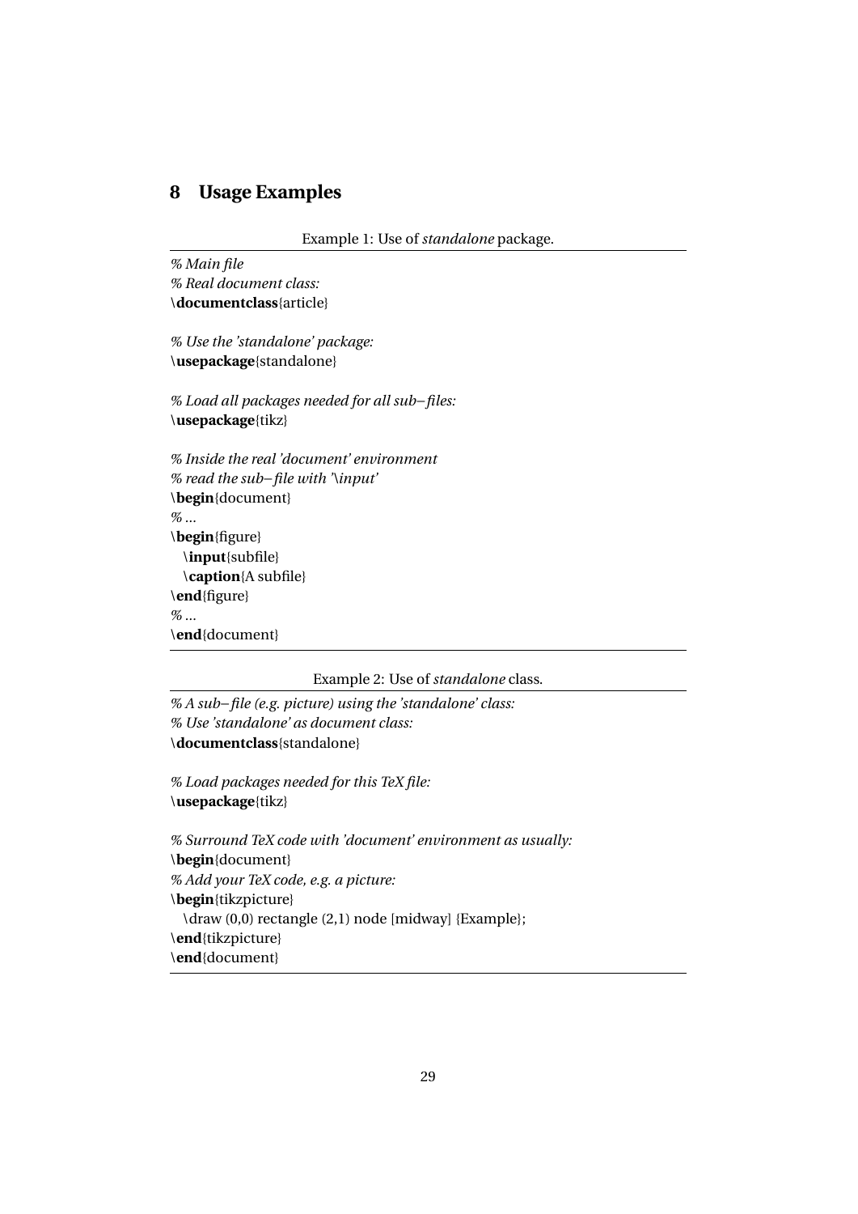## 8 Usage Examples

Example 1: Use of *standalone* package.

```
% Main file
% Real document class:
\documentclass{article}

% Use the 'standalone' package:
\usepackage{standalone}

% Load all packages needed for all sub-files:
\usepackage{tikz}

% Inside the real 'document' environment
% read the sub-file with '\input'
\begin{document}
% ...
\begin{figure}
  \input{subfile}
  \caption{A subfile}
\end{figure}
% ...
\end{document}
```

Example 2: Use of *standalone* class.

```
% A sub-file (e.g. picture) using the 'standalone' class:
% Use 'standalone' as document class:
\documentclass{standalone}

% Load packages needed for this TeX file:
\usepackage{tikz}

% Surround TeX code with 'document' environment as usually:
\begin{document}
% Add your TeX code, e.g. a picture:
\begin{tikzpicture}
  \draw (0,0) rectangle (2,1) node [midway] {Example};
\end{tikzpicture}
\end{document}
```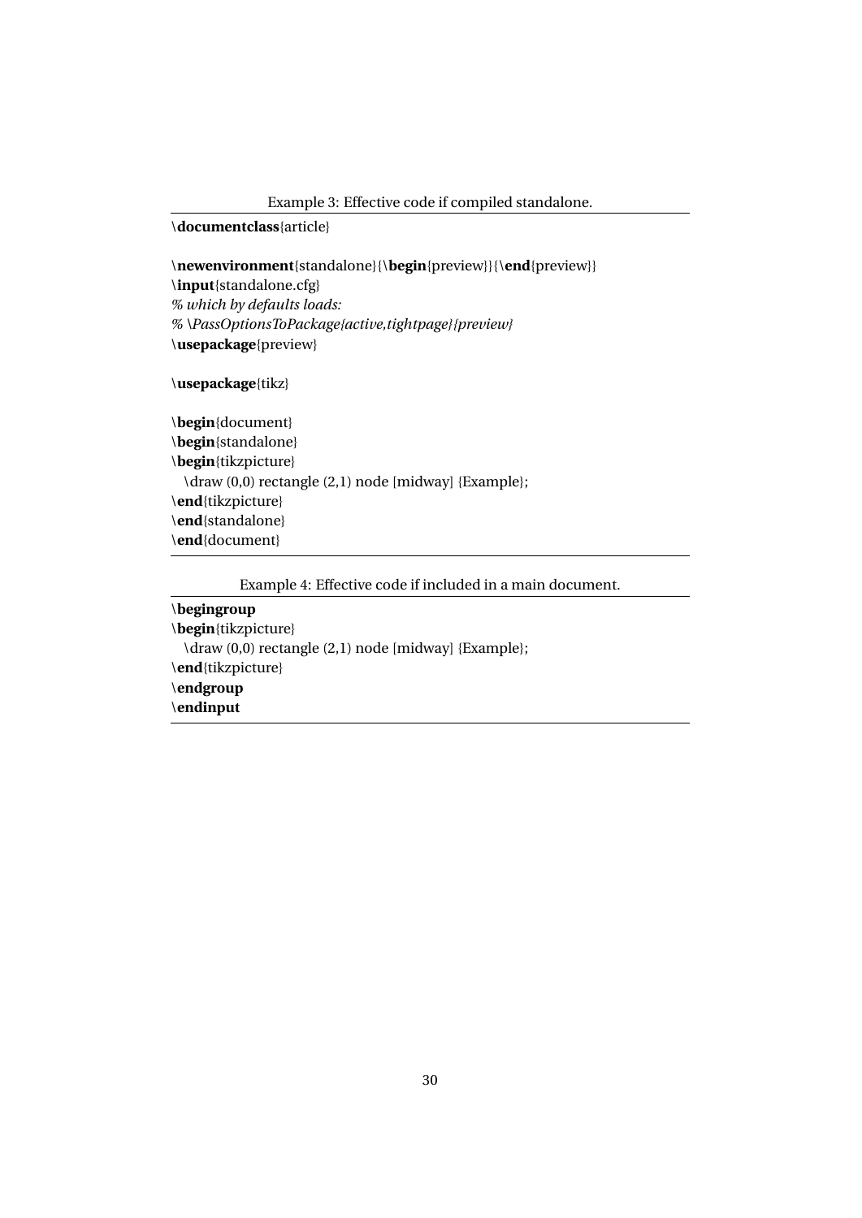Example 3: Effective code if compiled standalone.

```
\documentclass{article}

\newenvironment{standalone}{\begin{preview}}{\end{preview}}
\input{standalone.cfg}
% which by defaults loads:
% \PassOptionsToPackage{active,tightpage}{preview}
\usepackage{preview}

\usepackage{tikz}

\begin{document}
\begin{standalone}
\begin{tikzpicture}
  \draw (0,0) rectangle (2,1) node [midway] {Example};
\end{tikzpicture}
\end{standalone}
\end{document}
```

Example 4: Effective code if included in a main document.

```
\begingroup
\begin{tikzpicture}
  \draw (0,0) rectangle (2,1) node [midway] {Example};
\end{tikzpicture}
\endgroup
\endinput
```